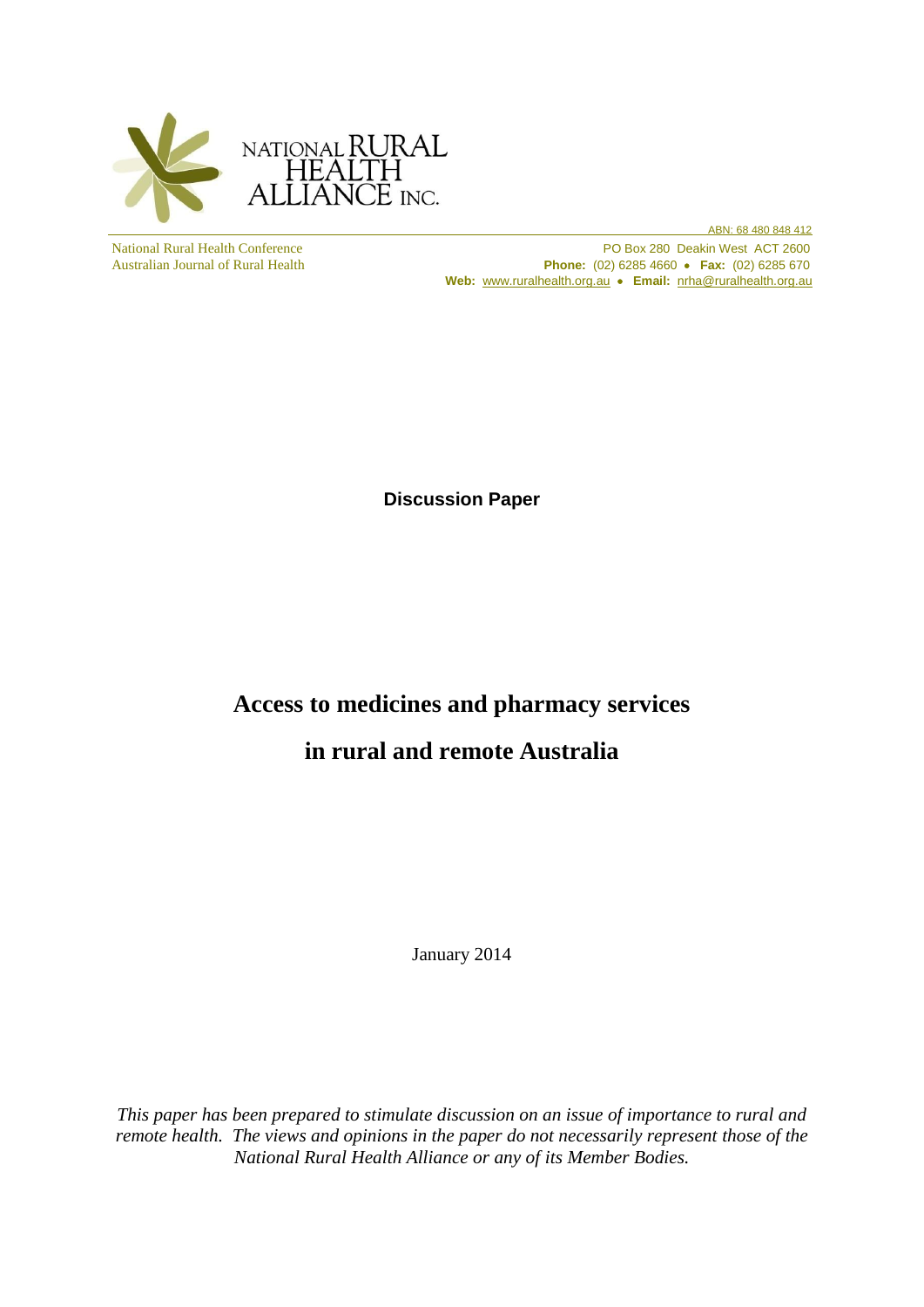NATIONAL RURAL HEALTH ALLIANCE INC.

ABN: 68 480 848 412

National Rural Health Conference
Australian Journal of Rural Health

PO Box 280 Deakin West ACT 2600
**Phone:** (02) 6285 4660 • **Fax:** (02) 6285 670
**Web:** www.ruralhealth.org.au • **Email:** nrha@ruralhealth.org.au

**Discussion Paper**

# Access to medicines and pharmacy services in rural and remote Australia

January 2014

*This paper has been prepared to stimulate discussion on an issue of importance to rural and remote health. The views and opinions in the paper do not necessarily represent those of the National Rural Health Alliance or any of its Member Bodies.*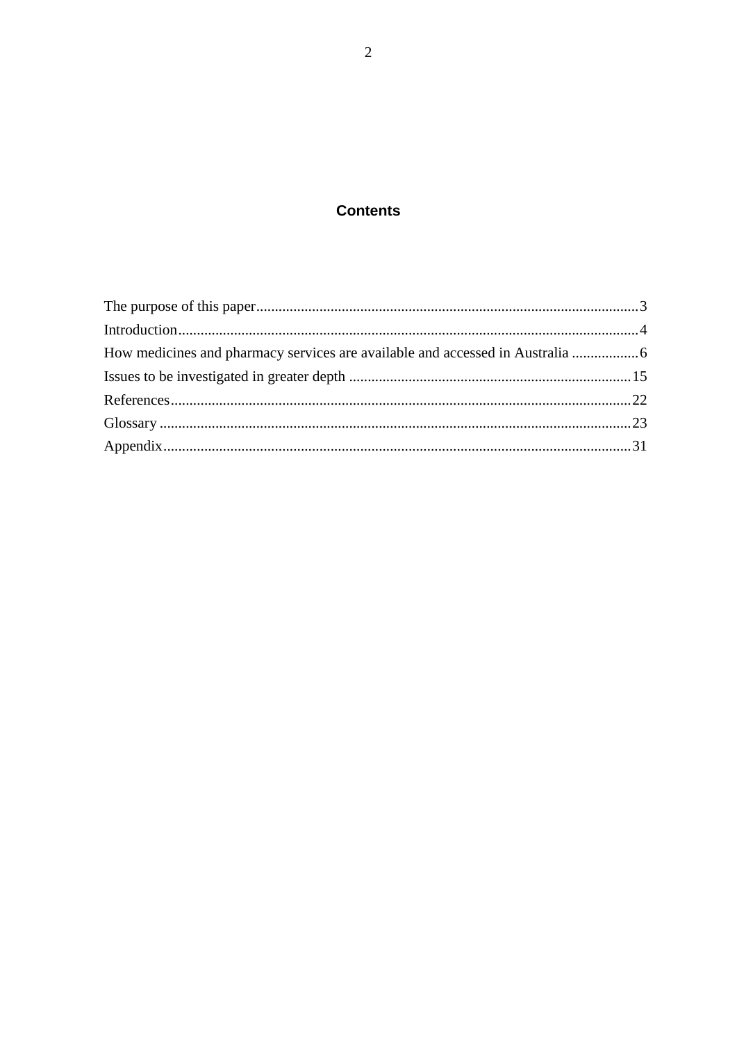## Contents

| | |
|---|---|
| The purpose of this paper | 3 |
| Introduction | 4 |
| How medicines and pharmacy services are available and accessed in Australia | 6 |
| Issues to be investigated in greater depth | 15 |
| References | 22 |
| Glossary | 23 |
| Appendix | 31 |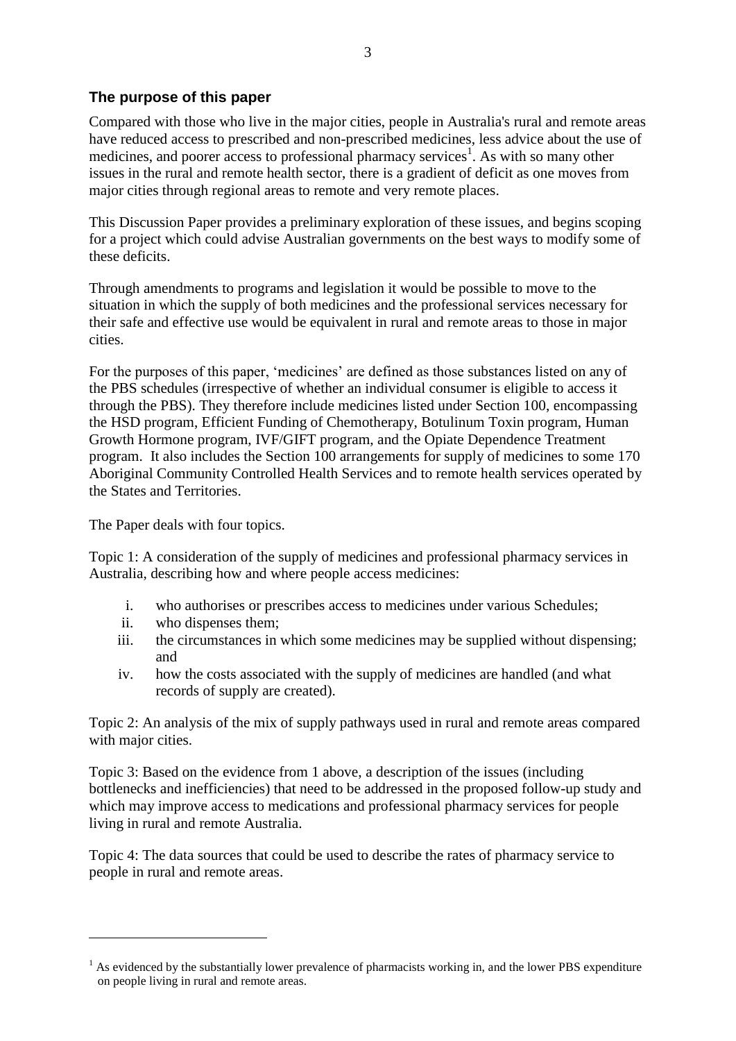## The purpose of this paper

Compared with those who live in the major cities, people in Australia's rural and remote areas have reduced access to prescribed and non-prescribed medicines, less advice about the use of medicines, and poorer access to professional pharmacy services[1]. As with so many other issues in the rural and remote health sector, there is a gradient of deficit as one moves from major cities through regional areas to remote and very remote places.

This Discussion Paper provides a preliminary exploration of these issues, and begins scoping for a project which could advise Australian governments on the best ways to modify some of these deficits.

Through amendments to programs and legislation it would be possible to move to the situation in which the supply of both medicines and the professional services necessary for their safe and effective use would be equivalent in rural and remote areas to those in major cities.

For the purposes of this paper, 'medicines' are defined as those substances listed on any of the PBS schedules (irrespective of whether an individual consumer is eligible to access it through the PBS). They therefore include medicines listed under Section 100, encompassing the HSD program, Efficient Funding of Chemotherapy, Botulinum Toxin program, Human Growth Hormone program, IVF/GIFT program, and the Opiate Dependence Treatment program. It also includes the Section 100 arrangements for supply of medicines to some 170 Aboriginal Community Controlled Health Services and to remote health services operated by the States and Territories.

The Paper deals with four topics.

Topic 1: A consideration of the supply of medicines and professional pharmacy services in Australia, describing how and where people access medicines:

i. who authorises or prescribes access to medicines under various Schedules;
ii. who dispenses them;
iii. the circumstances in which some medicines may be supplied without dispensing; and
iv. how the costs associated with the supply of medicines are handled (and what records of supply are created).

Topic 2: An analysis of the mix of supply pathways used in rural and remote areas compared with major cities.

Topic 3: Based on the evidence from 1 above, a description of the issues (including bottlenecks and inefficiencies) that need to be addressed in the proposed follow-up study and which may improve access to medications and professional pharmacy services for people living in rural and remote Australia.

Topic 4: The data sources that could be used to describe the rates of pharmacy service to people in rural and remote areas.

---

[1] As evidenced by the substantially lower prevalence of pharmacists working in, and the lower PBS expenditure on people living in rural and remote areas.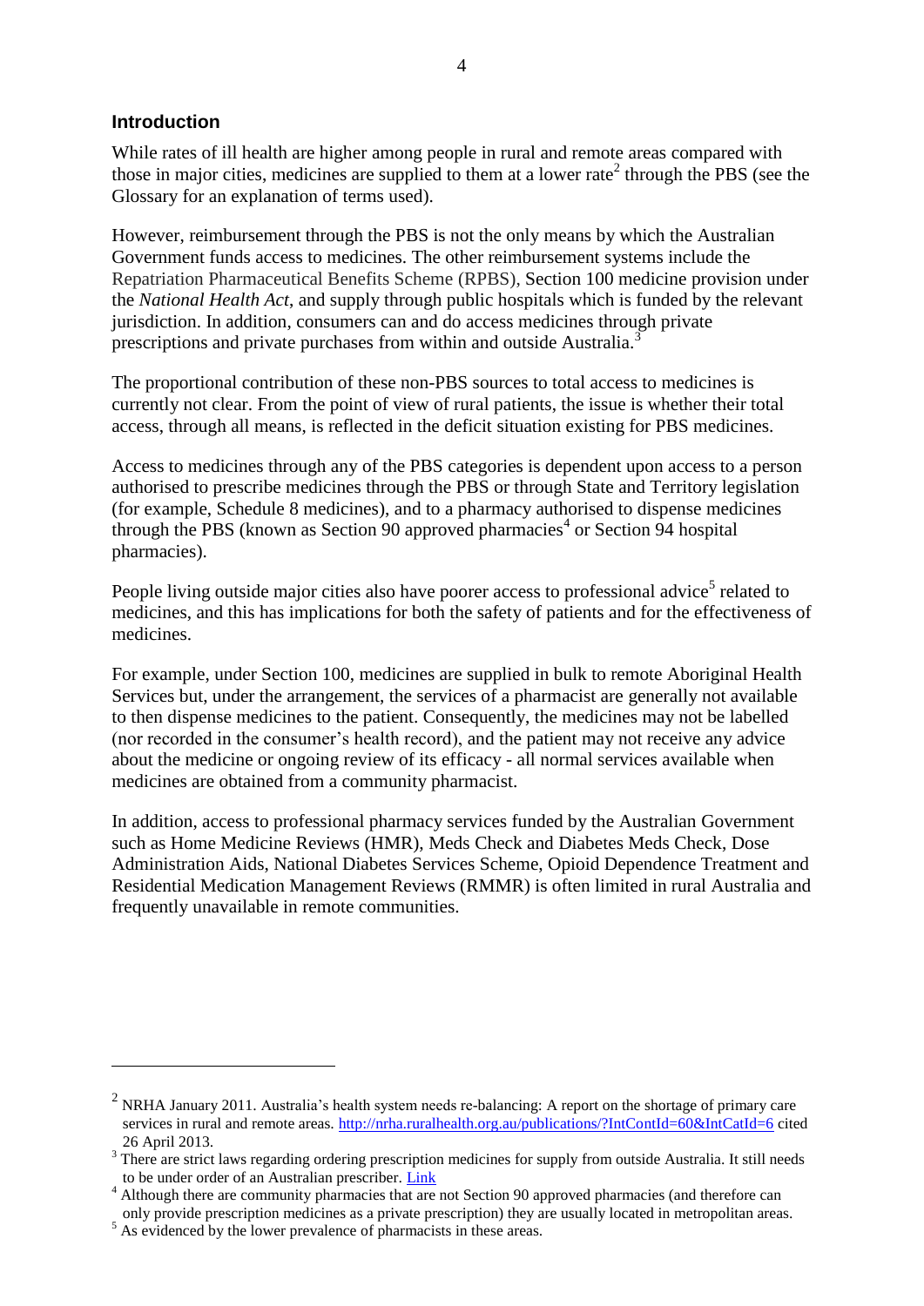## Introduction

While rates of ill health are higher among people in rural and remote areas compared with those in major cities, medicines are supplied to them at a lower rate[2] through the PBS (see the Glossary for an explanation of terms used).

However, reimbursement through the PBS is not the only means by which the Australian Government funds access to medicines. The other reimbursement systems include the Repatriation Pharmaceutical Benefits Scheme (RPBS), Section 100 medicine provision under the *National Health Act*, and supply through public hospitals which is funded by the relevant jurisdiction. In addition, consumers can and do access medicines through private prescriptions and private purchases from within and outside Australia.[3]

The proportional contribution of these non-PBS sources to total access to medicines is currently not clear. From the point of view of rural patients, the issue is whether their total access, through all means, is reflected in the deficit situation existing for PBS medicines.

Access to medicines through any of the PBS categories is dependent upon access to a person authorised to prescribe medicines through the PBS or through State and Territory legislation (for example, Schedule 8 medicines), and to a pharmacy authorised to dispense medicines through the PBS (known as Section 90 approved pharmacies[4] or Section 94 hospital pharmacies).

People living outside major cities also have poorer access to professional advice[5] related to medicines, and this has implications for both the safety of patients and for the effectiveness of medicines.

For example, under Section 100, medicines are supplied in bulk to remote Aboriginal Health Services but, under the arrangement, the services of a pharmacist are generally not available to then dispense medicines to the patient. Consequently, the medicines may not be labelled (nor recorded in the consumer's health record), and the patient may not receive any advice about the medicine or ongoing review of its efficacy - all normal services available when medicines are obtained from a community pharmacist.

In addition, access to professional pharmacy services funded by the Australian Government such as Home Medicine Reviews (HMR), Meds Check and Diabetes Meds Check, Dose Administration Aids, National Diabetes Services Scheme, Opioid Dependence Treatment and Residential Medication Management Reviews (RMMR) is often limited in rural Australia and frequently unavailable in remote communities.

---

[2] NRHA January 2011. Australia's health system needs re-balancing: A report on the shortage of primary care services in rural and remote areas. http://nrha.ruralhealth.org.au/publications/?IntContId=60&IntCatId=6 cited 26 April 2013.

[3] There are strict laws regarding ordering prescription medicines for supply from outside Australia. It still needs to be under order of an Australian prescriber. Link

[4] Although there are community pharmacies that are not Section 90 approved pharmacies (and therefore can only provide prescription medicines as a private prescription) they are usually located in metropolitan areas.

[5] As evidenced by the lower prevalence of pharmacists in these areas.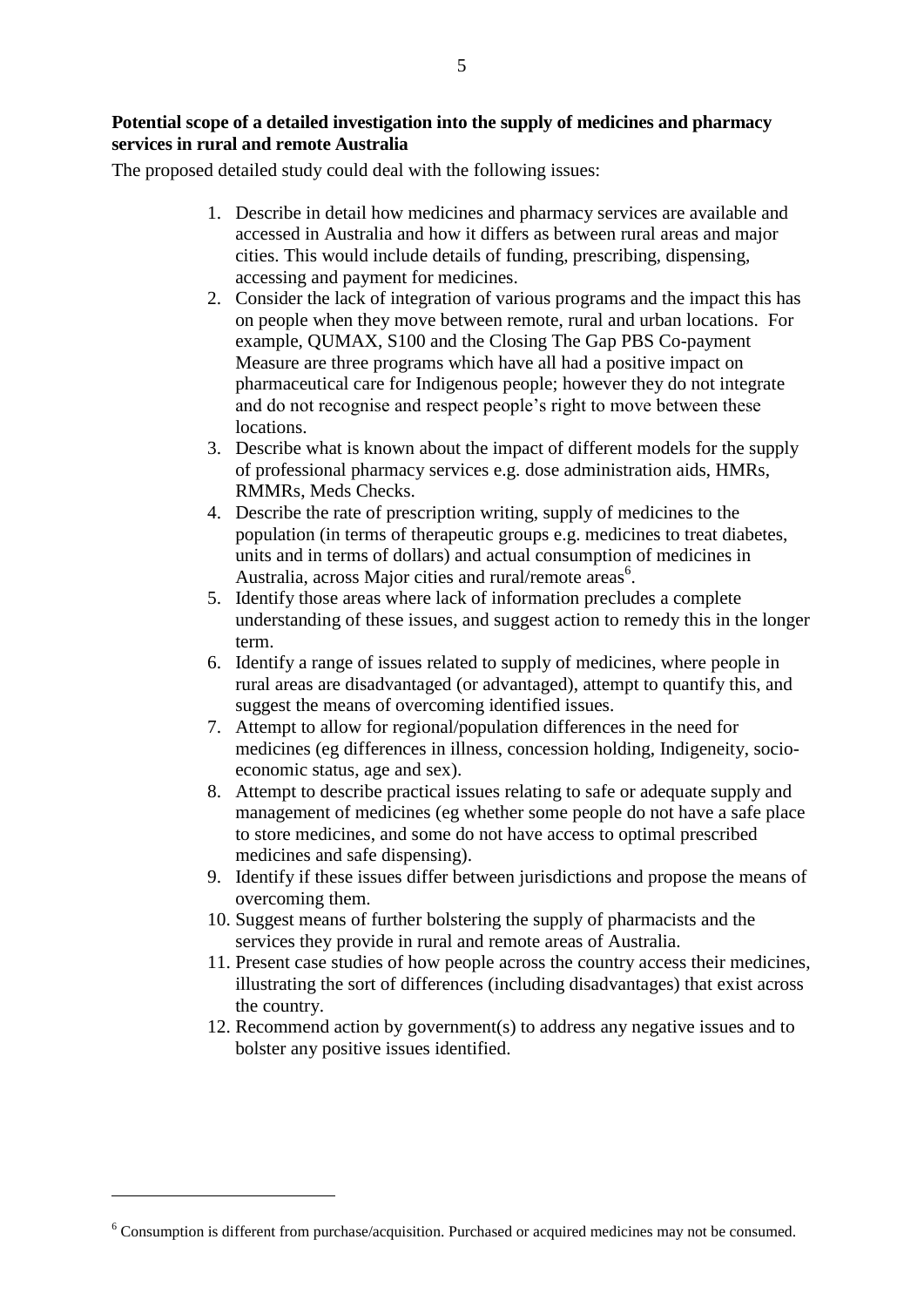**Potential scope of a detailed investigation into the supply of medicines and pharmacy services in rural and remote Australia**

The proposed detailed study could deal with the following issues:

1. Describe in detail how medicines and pharmacy services are available and accessed in Australia and how it differs as between rural areas and major cities. This would include details of funding, prescribing, dispensing, accessing and payment for medicines.
2. Consider the lack of integration of various programs and the impact this has on people when they move between remote, rural and urban locations. For example, QUMAX, S100 and the Closing The Gap PBS Co-payment Measure are three programs which have all had a positive impact on pharmaceutical care for Indigenous people; however they do not integrate and do not recognise and respect people's right to move between these locations.
3. Describe what is known about the impact of different models for the supply of professional pharmacy services e.g. dose administration aids, HMRs, RMMRs, Meds Checks.
4. Describe the rate of prescription writing, supply of medicines to the population (in terms of therapeutic groups e.g. medicines to treat diabetes, units and in terms of dollars) and actual consumption of medicines in Australia, across Major cities and rural/remote areas[6].
5. Identify those areas where lack of information precludes a complete understanding of these issues, and suggest action to remedy this in the longer term.
6. Identify a range of issues related to supply of medicines, where people in rural areas are disadvantaged (or advantaged), attempt to quantify this, and suggest the means of overcoming identified issues.
7. Attempt to allow for regional/population differences in the need for medicines (eg differences in illness, concession holding, Indigeneity, socio-economic status, age and sex).
8. Attempt to describe practical issues relating to safe or adequate supply and management of medicines (eg whether some people do not have a safe place to store medicines, and some do not have access to optimal prescribed medicines and safe dispensing).
9. Identify if these issues differ between jurisdictions and propose the means of overcoming them.
10. Suggest means of further bolstering the supply of pharmacists and the services they provide in rural and remote areas of Australia.
11. Present case studies of how people across the country access their medicines, illustrating the sort of differences (including disadvantages) that exist across the country.
12. Recommend action by government(s) to address any negative issues and to bolster any positive issues identified.

---

[6] Consumption is different from purchase/acquisition. Purchased or acquired medicines may not be consumed.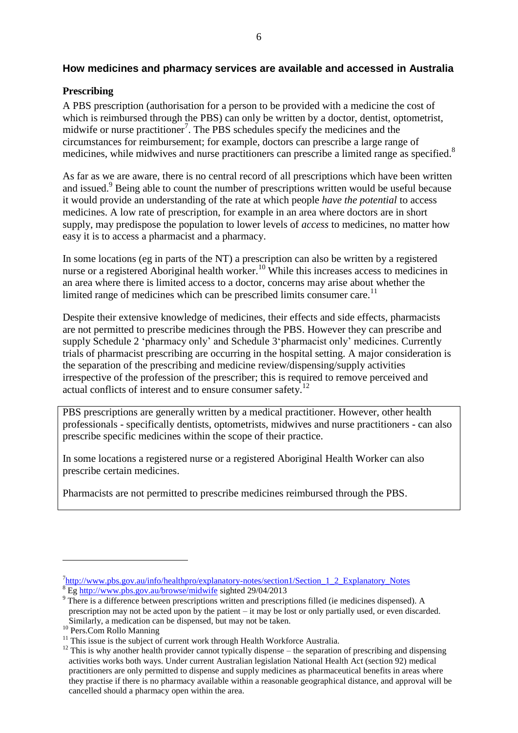## How medicines and pharmacy services are available and accessed in Australia

### Prescribing

A PBS prescription (authorisation for a person to be provided with a medicine the cost of which is reimbursed through the PBS) can only be written by a doctor, dentist, optometrist, midwife or nurse practitioner[7]. The PBS schedules specify the medicines and the circumstances for reimbursement; for example, doctors can prescribe a large range of medicines, while midwives and nurse practitioners can prescribe a limited range as specified.[8]

As far as we are aware, there is no central record of all prescriptions which have been written and issued.[9] Being able to count the number of prescriptions written would be useful because it would provide an understanding of the rate at which people *have the potential* to access medicines. A low rate of prescription, for example in an area where doctors are in short supply, may predispose the population to lower levels of *access* to medicines, no matter how easy it is to access a pharmacist and a pharmacy.

In some locations (eg in parts of the NT) a prescription can also be written by a registered nurse or a registered Aboriginal health worker.[10] While this increases access to medicines in an area where there is limited access to a doctor, concerns may arise about whether the limited range of medicines which can be prescribed limits consumer care.[11]

Despite their extensive knowledge of medicines, their effects and side effects, pharmacists are not permitted to prescribe medicines through the PBS. However they can prescribe and supply Schedule 2 'pharmacy only' and Schedule 3'pharmacist only' medicines. Currently trials of pharmacist prescribing are occurring in the hospital setting. A major consideration is the separation of the prescribing and medicine review/dispensing/supply activities irrespective of the profession of the prescriber; this is required to remove perceived and actual conflicts of interest and to ensure consumer safety.[12]

> PBS prescriptions are generally written by a medical practitioner. However, other health professionals - specifically dentists, optometrists, midwives and nurse practitioners - can also prescribe specific medicines within the scope of their practice.
>
> In some locations a registered nurse or a registered Aboriginal Health Worker can also prescribe certain medicines.
>
> Pharmacists are not permitted to prescribe medicines reimbursed through the PBS.

---

[7] http://www.pbs.gov.au/info/healthpro/explanatory-notes/section1/Section_1_2_Explanatory_Notes

[8] Eg http://www.pbs.gov.au/browse/midwife sighted 29/04/2013

[9] There is a difference between prescriptions written and prescriptions filled (ie medicines dispensed). A prescription may not be acted upon by the patient – it may be lost or only partially used, or even discarded. Similarly, a medication can be dispensed, but may not be taken.

[10] Pers.Com Rollo Manning

[11] This issue is the subject of current work through Health Workforce Australia.

[12] This is why another health provider cannot typically dispense – the separation of prescribing and dispensing activities works both ways. Under current Australian legislation National Health Act (section 92) medical practitioners are only permitted to dispense and supply medicines as pharmaceutical benefits in areas where they practise if there is no pharmacy available within a reasonable geographical distance, and approval will be cancelled should a pharmacy open within the area.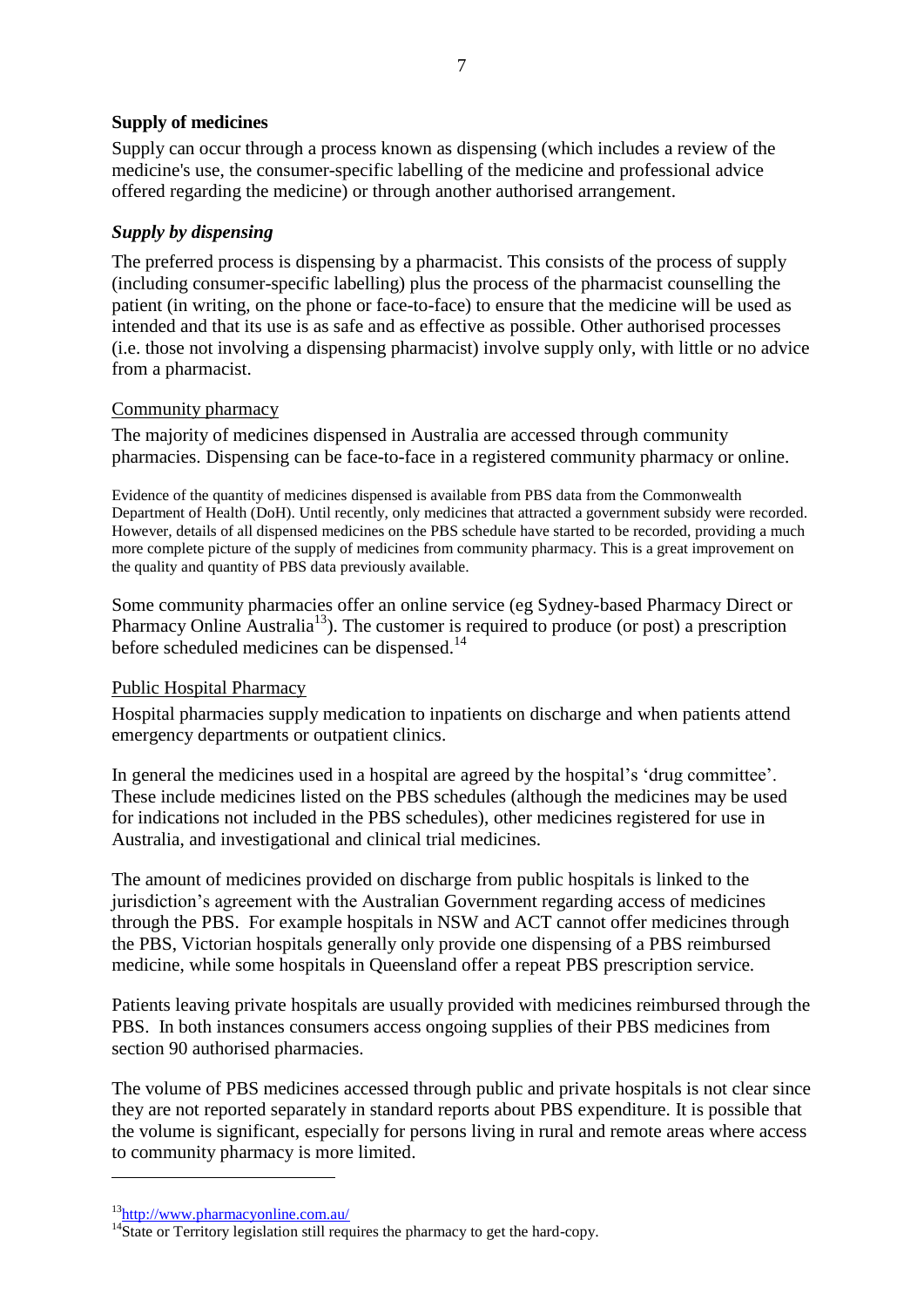### Supply of medicines

Supply can occur through a process known as dispensing (which includes a review of the medicine's use, the consumer-specific labelling of the medicine and professional advice offered regarding the medicine) or through another authorised arrangement.

#### *Supply by dispensing*

The preferred process is dispensing by a pharmacist. This consists of the process of supply (including consumer-specific labelling) plus the process of the pharmacist counselling the patient (in writing, on the phone or face-to-face) to ensure that the medicine will be used as intended and that its use is as safe and as effective as possible. Other authorised processes (i.e. those not involving a dispensing pharmacist) involve supply only, with little or no advice from a pharmacist.

Community pharmacy

The majority of medicines dispensed in Australia are accessed through community pharmacies. Dispensing can be face-to-face in a registered community pharmacy or online.

Evidence of the quantity of medicines dispensed is available from PBS data from the Commonwealth Department of Health (DoH). Until recently, only medicines that attracted a government subsidy were recorded. However, details of all dispensed medicines on the PBS schedule have started to be recorded, providing a much more complete picture of the supply of medicines from community pharmacy. This is a great improvement on the quality and quantity of PBS data previously available.

Some community pharmacies offer an online service (eg Sydney-based Pharmacy Direct or Pharmacy Online Australia[13]). The customer is required to produce (or post) a prescription before scheduled medicines can be dispensed.[14]

Public Hospital Pharmacy

Hospital pharmacies supply medication to inpatients on discharge and when patients attend emergency departments or outpatient clinics.

In general the medicines used in a hospital are agreed by the hospital's 'drug committee'. These include medicines listed on the PBS schedules (although the medicines may be used for indications not included in the PBS schedules), other medicines registered for use in Australia, and investigational and clinical trial medicines.

The amount of medicines provided on discharge from public hospitals is linked to the jurisdiction's agreement with the Australian Government regarding access of medicines through the PBS. For example hospitals in NSW and ACT cannot offer medicines through the PBS, Victorian hospitals generally only provide one dispensing of a PBS reimbursed medicine, while some hospitals in Queensland offer a repeat PBS prescription service.

Patients leaving private hospitals are usually provided with medicines reimbursed through the PBS. In both instances consumers access ongoing supplies of their PBS medicines from section 90 authorised pharmacies.

The volume of PBS medicines accessed through public and private hospitals is not clear since they are not reported separately in standard reports about PBS expenditure. It is possible that the volume is significant, especially for persons living in rural and remote areas where access to community pharmacy is more limited.

---

[13] http://www.pharmacyonline.com.au/

[14] State or Territory legislation still requires the pharmacy to get the hard-copy.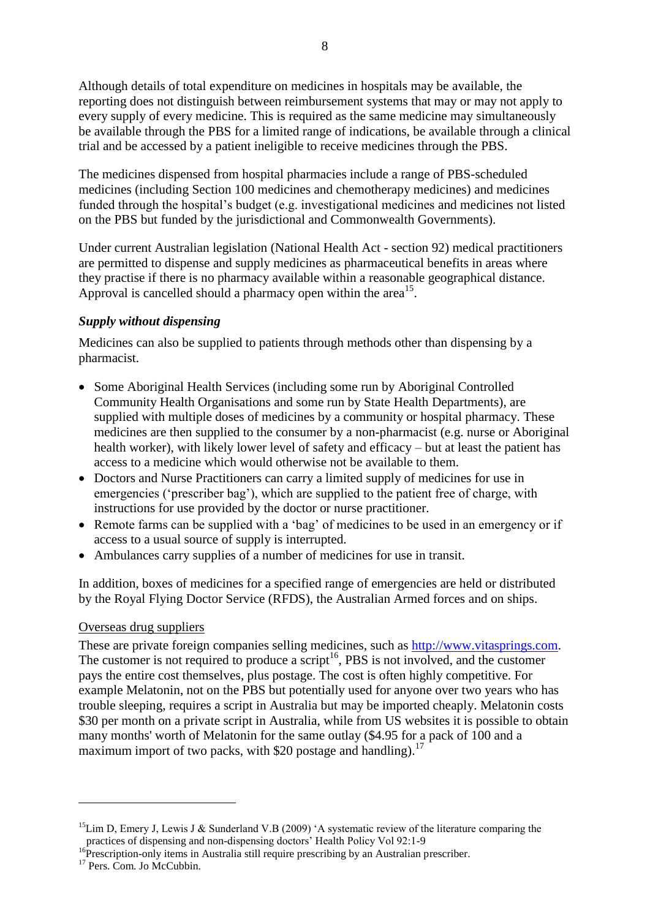Although details of total expenditure on medicines in hospitals may be available, the reporting does not distinguish between reimbursement systems that may or may not apply to every supply of every medicine. This is required as the same medicine may simultaneously be available through the PBS for a limited range of indications, be available through a clinical trial and be accessed by a patient ineligible to receive medicines through the PBS.

The medicines dispensed from hospital pharmacies include a range of PBS-scheduled medicines (including Section 100 medicines and chemotherapy medicines) and medicines funded through the hospital's budget (e.g. investigational medicines and medicines not listed on the PBS but funded by the jurisdictional and Commonwealth Governments).

Under current Australian legislation (National Health Act - section 92) medical practitioners are permitted to dispense and supply medicines as pharmaceutical benefits in areas where they practise if there is no pharmacy available within a reasonable geographical distance. Approval is cancelled should a pharmacy open within the area[15].

### *Supply without dispensing*

Medicines can also be supplied to patients through methods other than dispensing by a pharmacist.

- Some Aboriginal Health Services (including some run by Aboriginal Controlled Community Health Organisations and some run by State Health Departments), are supplied with multiple doses of medicines by a community or hospital pharmacy. These medicines are then supplied to the consumer by a non-pharmacist (e.g. nurse or Aboriginal health worker), with likely lower level of safety and efficacy – but at least the patient has access to a medicine which would otherwise not be available to them.
- Doctors and Nurse Practitioners can carry a limited supply of medicines for use in emergencies ('prescriber bag'), which are supplied to the patient free of charge, with instructions for use provided by the doctor or nurse practitioner.
- Remote farms can be supplied with a 'bag' of medicines to be used in an emergency or if access to a usual source of supply is interrupted.
- Ambulances carry supplies of a number of medicines for use in transit.

In addition, boxes of medicines for a specified range of emergencies are held or distributed by the Royal Flying Doctor Service (RFDS), the Australian Armed forces and on ships.

<u>Overseas drug suppliers</u>

These are private foreign companies selling medicines, such as [http://www.vitasprings.com](http://www.vitasprings.com). The customer is not required to produce a script[16], PBS is not involved, and the customer pays the entire cost themselves, plus postage. The cost is often highly competitive. For example Melatonin, not on the PBS but potentially used for anyone over two years who has trouble sleeping, requires a script in Australia but may be imported cheaply. Melatonin costs $30 per month on a private script in Australia, while from US websites it is possible to obtain many months' worth of Melatonin for the same outlay ($4.95 for a pack of 100 and a maximum import of two packs, with $20 postage and handling).[17]

---

[15] Lim D, Emery J, Lewis J & Sunderland V.B (2009) 'A systematic review of the literature comparing the practices of dispensing and non-dispensing doctors' Health Policy Vol 92:1-9

[16] Prescription-only items in Australia still require prescribing by an Australian prescriber.

[17] Pers. Com. Jo McCubbin.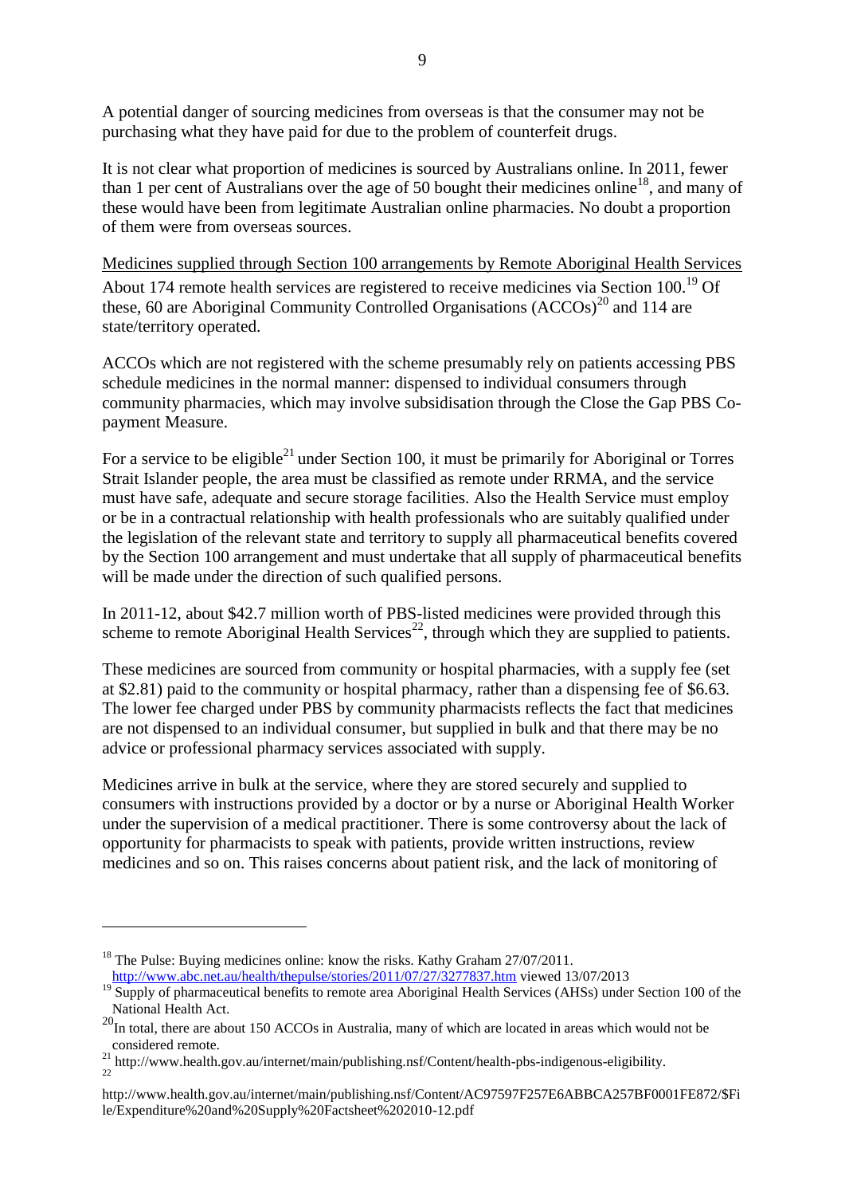A potential danger of sourcing medicines from overseas is that the consumer may not be purchasing what they have paid for due to the problem of counterfeit drugs.

It is not clear what proportion of medicines is sourced by Australians online. In 2011, fewer than 1 per cent of Australians over the age of 50 bought their medicines online[18], and many of these would have been from legitimate Australian online pharmacies. No doubt a proportion of them were from overseas sources.

Medicines supplied through Section 100 arrangements by Remote Aboriginal Health Services

About 174 remote health services are registered to receive medicines via Section 100.[19] Of these, 60 are Aboriginal Community Controlled Organisations (ACCOs)[20] and 114 are state/territory operated.

ACCOs which are not registered with the scheme presumably rely on patients accessing PBS schedule medicines in the normal manner: dispensed to individual consumers through community pharmacies, which may involve subsidisation through the Close the Gap PBS Co-payment Measure.

For a service to be eligible[21] under Section 100, it must be primarily for Aboriginal or Torres Strait Islander people, the area must be classified as remote under RRMA, and the service must have safe, adequate and secure storage facilities. Also the Health Service must employ or be in a contractual relationship with health professionals who are suitably qualified under the legislation of the relevant state and territory to supply all pharmaceutical benefits covered by the Section 100 arrangement and must undertake that all supply of pharmaceutical benefits will be made under the direction of such qualified persons.

In 2011-12, about $42.7 million worth of PBS-listed medicines were provided through this scheme to remote Aboriginal Health Services[22], through which they are supplied to patients.

These medicines are sourced from community or hospital pharmacies, with a supply fee (set at $2.81) paid to the community or hospital pharmacy, rather than a dispensing fee of $6.63. The lower fee charged under PBS by community pharmacists reflects the fact that medicines are not dispensed to an individual consumer, but supplied in bulk and that there may be no advice or professional pharmacy services associated with supply.

Medicines arrive in bulk at the service, where they are stored securely and supplied to consumers with instructions provided by a doctor or by a nurse or Aboriginal Health Worker under the supervision of a medical practitioner. There is some controversy about the lack of opportunity for pharmacists to speak with patients, provide written instructions, review medicines and so on. This raises concerns about patient risk, and the lack of monitoring of

---

[18] The Pulse: Buying medicines online: know the risks. Kathy Graham 27/07/2011. http://www.abc.net.au/health/thepulse/stories/2011/07/27/3277837.htm viewed 13/07/2013

[19] Supply of pharmaceutical benefits to remote area Aboriginal Health Services (AHSs) under Section 100 of the National Health Act.

[20] In total, there are about 150 ACCOs in Australia, many of which are located in areas which would not be considered remote.

[21] http://www.health.gov.au/internet/main/publishing.nsf/Content/health-pbs-indigenous-eligibility.

[22] http://www.health.gov.au/internet/main/publishing.nsf/Content/AC97597F257E6ABBCA257BF0001FE872/$File/Expenditure%20and%20Supply%20Factsheet%202010-12.pdf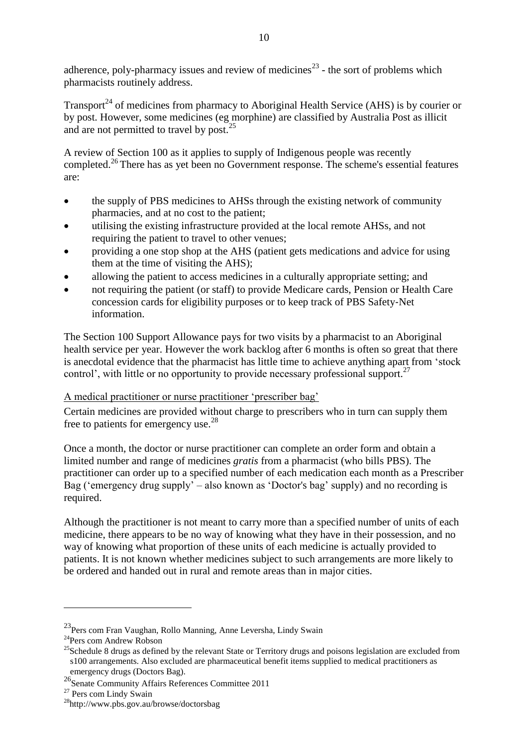adherence, poly-pharmacy issues and review of medicines[23] - the sort of problems which pharmacists routinely address.

Transport[24] of medicines from pharmacy to Aboriginal Health Service (AHS) is by courier or by post. However, some medicines (eg morphine) are classified by Australia Post as illicit and are not permitted to travel by post.[25]

A review of Section 100 as it applies to supply of Indigenous people was recently completed.[26] There has as yet been no Government response. The scheme's essential features are:

- the supply of PBS medicines to AHSs through the existing network of community pharmacies, and at no cost to the patient;
- utilising the existing infrastructure provided at the local remote AHSs, and not requiring the patient to travel to other venues;
- providing a one stop shop at the AHS (patient gets medications and advice for using them at the time of visiting the AHS);
- allowing the patient to access medicines in a culturally appropriate setting; and
- not requiring the patient (or staff) to provide Medicare cards, Pension or Health Care concession cards for eligibility purposes or to keep track of PBS Safety-Net information.

The Section 100 Support Allowance pays for two visits by a pharmacist to an Aboriginal health service per year. However the work backlog after 6 months is often so great that there is anecdotal evidence that the pharmacist has little time to achieve anything apart from 'stock control', with little or no opportunity to provide necessary professional support.[27]

A medical practitioner or nurse practitioner 'prescriber bag'

Certain medicines are provided without charge to prescribers who in turn can supply them free to patients for emergency use.[28]

Once a month, the doctor or nurse practitioner can complete an order form and obtain a limited number and range of medicines *gratis* from a pharmacist (who bills PBS). The practitioner can order up to a specified number of each medication each month as a Prescriber Bag ('emergency drug supply' – also known as 'Doctor's bag' supply) and no recording is required.

Although the practitioner is not meant to carry more than a specified number of units of each medicine, there appears to be no way of knowing what they have in their possession, and no way of knowing what proportion of these units of each medicine is actually provided to patients. It is not known whether medicines subject to such arrangements are more likely to be ordered and handed out in rural and remote areas than in major cities.

---

[23] Pers com Fran Vaughan, Rollo Manning, Anne Leversha, Lindy Swain

[24] Pers com Andrew Robson

[25] Schedule 8 drugs as defined by the relevant State or Territory drugs and poisons legislation are excluded from s100 arrangements. Also excluded are pharmaceutical benefit items supplied to medical practitioners as emergency drugs (Doctors Bag).

[26] Senate Community Affairs References Committee 2011

[27] Pers com Lindy Swain

[28] http://www.pbs.gov.au/browse/doctorsbag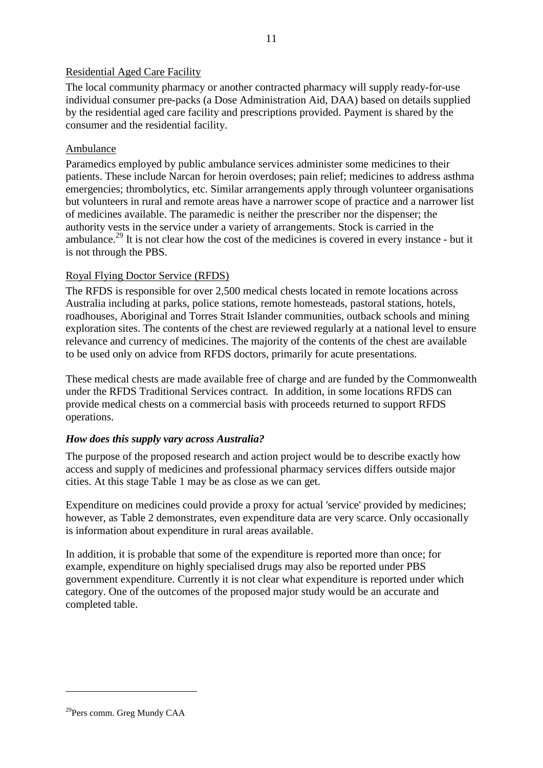Residential Aged Care Facility

The local community pharmacy or another contracted pharmacy will supply ready-for-use individual consumer pre-packs (a Dose Administration Aid, DAA) based on details supplied by the residential aged care facility and prescriptions provided. Payment is shared by the consumer and the residential facility.

Ambulance

Paramedics employed by public ambulance services administer some medicines to their patients. These include Narcan for heroin overdoses; pain relief; medicines to address asthma emergencies; thrombolytics, etc. Similar arrangements apply through volunteer organisations but volunteers in rural and remote areas have a narrower scope of practice and a narrower list of medicines available. The paramedic is neither the prescriber nor the dispenser; the authority vests in the service under a variety of arrangements. Stock is carried in the ambulance.[29] It is not clear how the cost of the medicines is covered in every instance - but it is not through the PBS.

Royal Flying Doctor Service (RFDS)

The RFDS is responsible for over 2,500 medical chests located in remote locations across Australia including at parks, police stations, remote homesteads, pastoral stations, hotels, roadhouses, Aboriginal and Torres Strait Islander communities, outback schools and mining exploration sites. The contents of the chest are reviewed regularly at a national level to ensure relevance and currency of medicines. The majority of the contents of the chest are available to be used only on advice from RFDS doctors, primarily for acute presentations.

These medical chests are made available free of charge and are funded by the Commonwealth under the RFDS Traditional Services contract. In addition, in some locations RFDS can provide medical chests on a commercial basis with proceeds returned to support RFDS operations.

***How does this supply vary across Australia?***

The purpose of the proposed research and action project would be to describe exactly how access and supply of medicines and professional pharmacy services differs outside major cities. At this stage Table 1 may be as close as we can get.

Expenditure on medicines could provide a proxy for actual 'service' provided by medicines; however, as Table 2 demonstrates, even expenditure data are very scarce. Only occasionally is information about expenditure in rural areas available.

In addition, it is probable that some of the expenditure is reported more than once; for example, expenditure on highly specialised drugs may also be reported under PBS government expenditure. Currently it is not clear what expenditure is reported under which category. One of the outcomes of the proposed major study would be an accurate and completed table.

---

[29] Pers comm. Greg Mundy CAA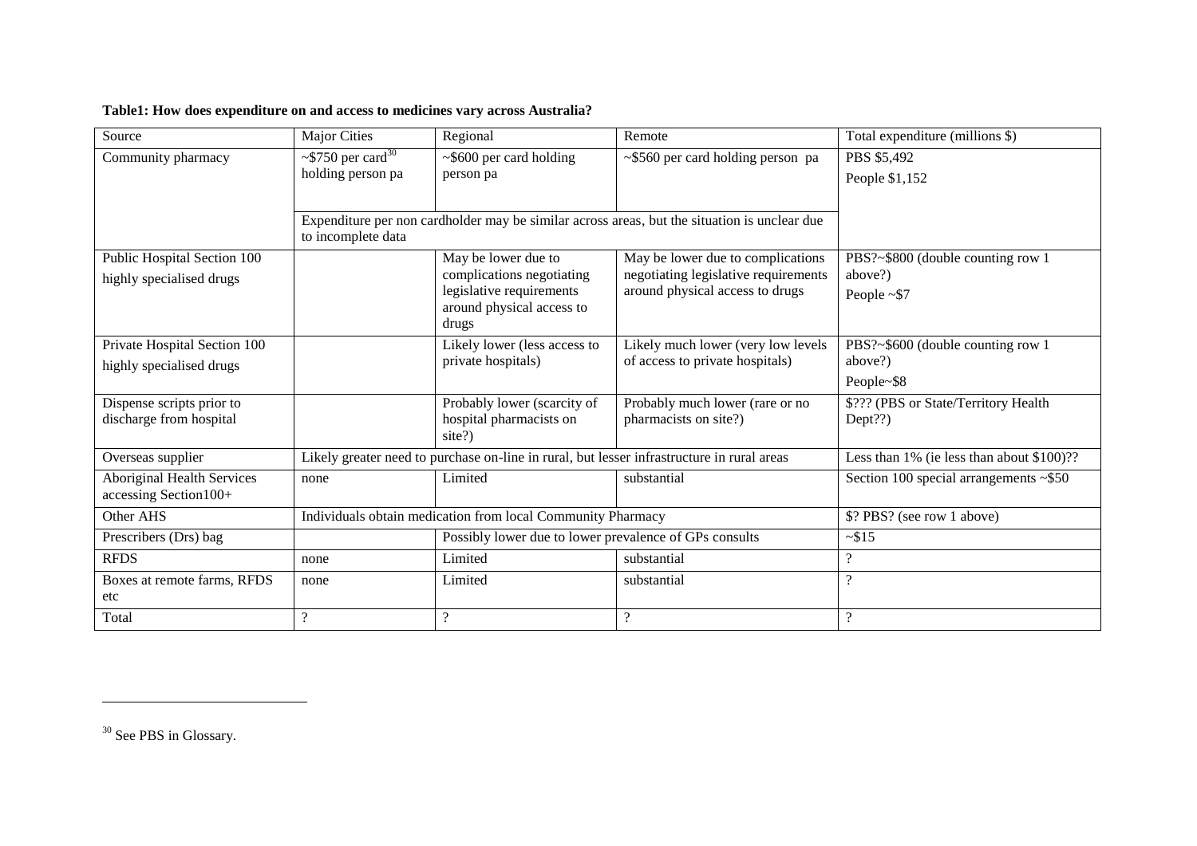**Table1: How does expenditure on and access to medicines vary across Australia?**

| Source | Major Cities | Regional | Remote | Total expenditure (millions $) |
|---|---|---|---|---|
| Community pharmacy | ~$750 per card[30] holding person pa | ~$600 per card holding person pa | ~$560 per card holding person pa | PBS $5,492<br>People $1,152 |
| | Expenditure per non cardholder may be similar across areas, but the situation is unclear due to incomplete data | | | |
| Public Hospital Section 100 highly specialised drugs | | May be lower due to complications negotiating legislative requirements around physical access to drugs | May be lower due to complications negotiating legislative requirements around physical access to drugs | PBS?~$800 (double counting row 1 above?)<br>People ~$7 |
| Private Hospital Section 100 highly specialised drugs | | Likely lower (less access to private hospitals) | Likely much lower (very low levels of access to private hospitals) | PBS?~$600 (double counting row 1 above?)<br>People~$8 |
| Dispense scripts prior to discharge from hospital | | Probably lower (scarcity of hospital pharmacists on site?) | Probably much lower (rare or no pharmacists on site?) | $??? (PBS or State/Territory Health Dept??) |
| Overseas supplier | Likely greater need to purchase on-line in rural, but lesser infrastructure in rural areas | | | Less than 1% (ie less than about $100)?? |
| Aboriginal Health Services accessing Section100+ | none | Limited | substantial | Section 100 special arrangements ~$50 |
| Other AHS | Individuals obtain medication from local Community Pharmacy | | | $? PBS? (see row 1 above) |
| Prescribers (Drs) bag | | Possibly lower due to lower prevalence of GPs consults | | ~$15 |
| RFDS | none | Limited | substantial | ? |
| Boxes at remote farms, RFDS etc | none | Limited | substantial | ? |
| Total | ? | ? | ? | ? |

[30] See PBS in Glossary.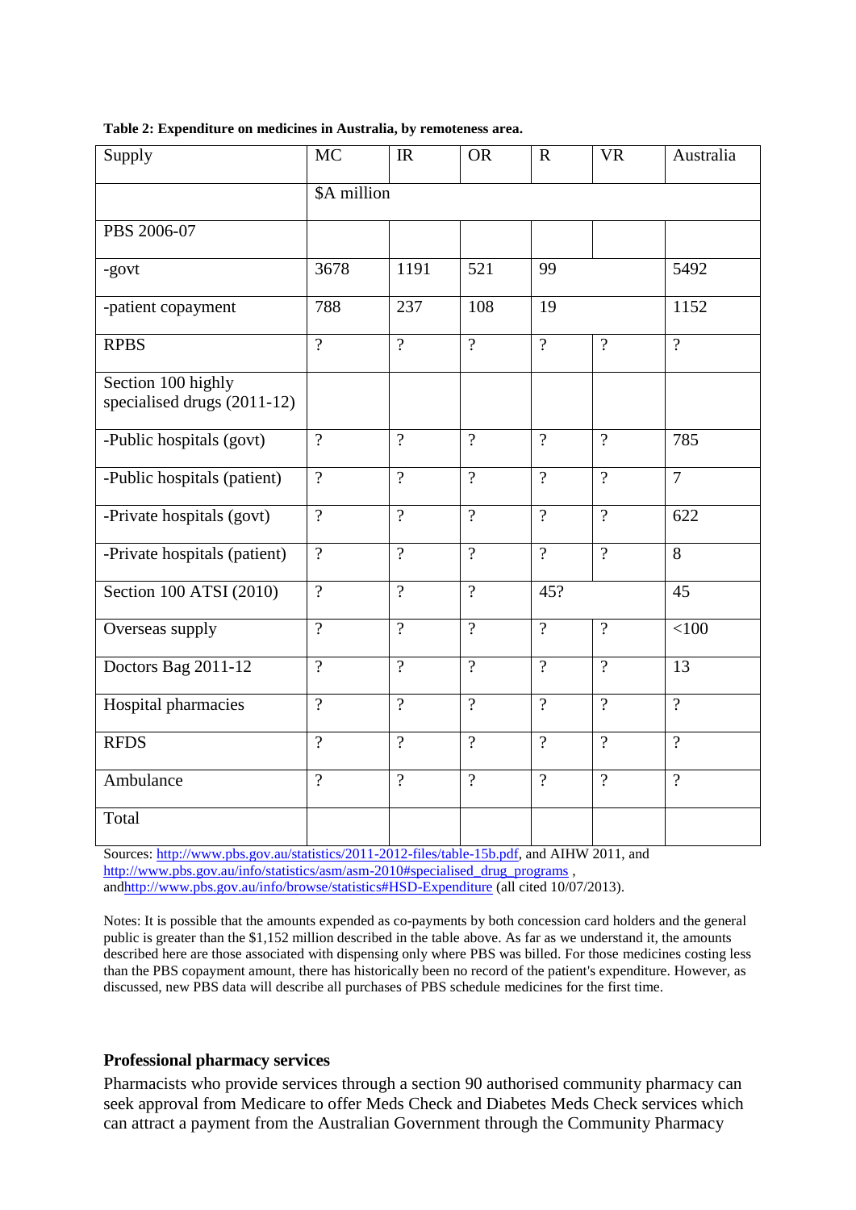**Table 2: Expenditure on medicines in Australia, by remoteness area.**

| Supply | MC | IR | OR | R | VR | Australia |
|---|---|---|---|---|---|---|
| | $A million | | | | | |
| PBS 2006-07 | | | | | | |
| -govt | 3678 | 1191 | 521 | 99 | | 5492 |
| -patient copayment | 788 | 237 | 108 | 19 | | 1152 |
| RPBS | ? | ? | ? | ? | ? | ? |
| Section 100 highly specialised drugs (2011-12) | | | | | | |
| -Public hospitals (govt) | ? | ? | ? | ? | ? | 785 |
| -Public hospitals (patient) | ? | ? | ? | ? | ? | 7 |
| -Private hospitals (govt) | ? | ? | ? | ? | ? | 622 |
| -Private hospitals (patient) | ? | ? | ? | ? | ? | 8 |
| Section 100 ATSI (2010) | ? | ? | ? | 45? | | 45 |
| Overseas supply | ? | ? | ? | ? | ? | <100 |
| Doctors Bag 2011-12 | ? | ? | ? | ? | ? | 13 |
| Hospital pharmacies | ? | ? | ? | ? | ? | ? |
| RFDS | ? | ? | ? | ? | ? | ? |
| Ambulance | ? | ? | ? | ? | ? | ? |
| Total | | | | | | |

Sources: http://www.pbs.gov.au/statistics/2011-2012-files/table-15b.pdf, and AIHW 2011, and http://www.pbs.gov.au/info/statistics/asm/asm-2010#specialised_drug_programs , andhttp://www.pbs.gov.au/info/browse/statistics#HSD-Expenditure (all cited 10/07/2013).

Notes: It is possible that the amounts expended as co-payments by both concession card holders and the general public is greater than the $1,152 million described in the table above. As far as we understand it, the amounts described here are those associated with dispensing only where PBS was billed. For those medicines costing less than the PBS copayment amount, there has historically been no record of the patient's expenditure. However, as discussed, new PBS data will describe all purchases of PBS schedule medicines for the first time.

**Professional pharmacy services**

Pharmacists who provide services through a section 90 authorised community pharmacy can seek approval from Medicare to offer Meds Check and Diabetes Meds Check services which can attract a payment from the Australian Government through the Community Pharmacy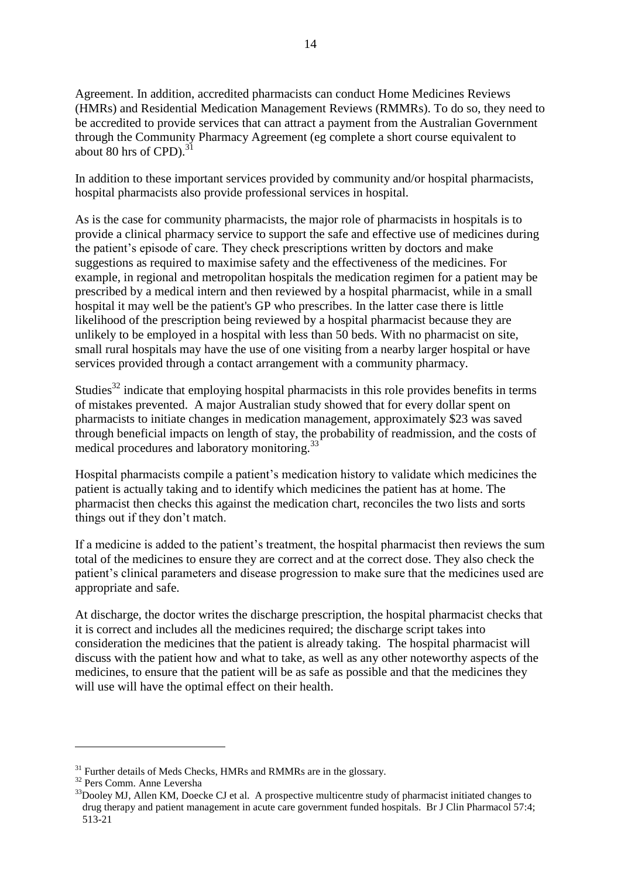Agreement. In addition, accredited pharmacists can conduct Home Medicines Reviews (HMRs) and Residential Medication Management Reviews (RMMRs). To do so, they need to be accredited to provide services that can attract a payment from the Australian Government through the Community Pharmacy Agreement (eg complete a short course equivalent to about 80 hrs of CPD).[31]

In addition to these important services provided by community and/or hospital pharmacists, hospital pharmacists also provide professional services in hospital.

As is the case for community pharmacists, the major role of pharmacists in hospitals is to provide a clinical pharmacy service to support the safe and effective use of medicines during the patient's episode of care. They check prescriptions written by doctors and make suggestions as required to maximise safety and the effectiveness of the medicines. For example, in regional and metropolitan hospitals the medication regimen for a patient may be prescribed by a medical intern and then reviewed by a hospital pharmacist, while in a small hospital it may well be the patient's GP who prescribes. In the latter case there is little likelihood of the prescription being reviewed by a hospital pharmacist because they are unlikely to be employed in a hospital with less than 50 beds. With no pharmacist on site, small rural hospitals may have the use of one visiting from a nearby larger hospital or have services provided through a contact arrangement with a community pharmacy.

Studies[32] indicate that employing hospital pharmacists in this role provides benefits in terms of mistakes prevented. A major Australian study showed that for every dollar spent on pharmacists to initiate changes in medication management, approximately $23 was saved through beneficial impacts on length of stay, the probability of readmission, and the costs of medical procedures and laboratory monitoring.[33]

Hospital pharmacists compile a patient's medication history to validate which medicines the patient is actually taking and to identify which medicines the patient has at home. The pharmacist then checks this against the medication chart, reconciles the two lists and sorts things out if they don't match.

If a medicine is added to the patient's treatment, the hospital pharmacist then reviews the sum total of the medicines to ensure they are correct and at the correct dose. They also check the patient's clinical parameters and disease progression to make sure that the medicines used are appropriate and safe.

At discharge, the doctor writes the discharge prescription, the hospital pharmacist checks that it is correct and includes all the medicines required; the discharge script takes into consideration the medicines that the patient is already taking. The hospital pharmacist will discuss with the patient how and what to take, as well as any other noteworthy aspects of the medicines, to ensure that the patient will be as safe as possible and that the medicines they will use will have the optimal effect on their health.

---

[31] Further details of Meds Checks, HMRs and RMMRs are in the glossary.

[32] Pers Comm. Anne Leversha

[33] Dooley MJ, Allen KM, Doecke CJ et al. A prospective multicentre study of pharmacist initiated changes to drug therapy and patient management in acute care government funded hospitals. Br J Clin Pharmacol 57:4; 513-21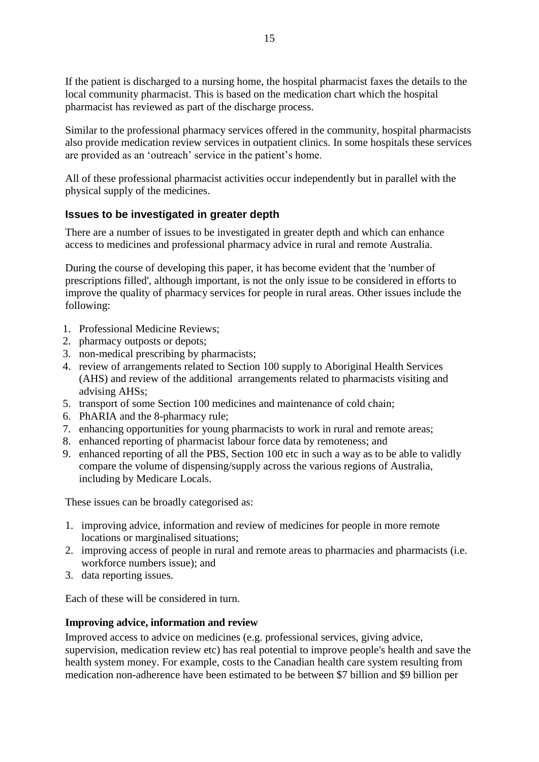If the patient is discharged to a nursing home, the hospital pharmacist faxes the details to the local community pharmacist. This is based on the medication chart which the hospital pharmacist has reviewed as part of the discharge process.

Similar to the professional pharmacy services offered in the community, hospital pharmacists also provide medication review services in outpatient clinics. In some hospitals these services are provided as an 'outreach' service in the patient's home.

All of these professional pharmacist activities occur independently but in parallel with the physical supply of the medicines.

## Issues to be investigated in greater depth

There are a number of issues to be investigated in greater depth and which can enhance access to medicines and professional pharmacy advice in rural and remote Australia.

During the course of developing this paper, it has become evident that the 'number of prescriptions filled', although important, is not the only issue to be considered in efforts to improve the quality of pharmacy services for people in rural areas. Other issues include the following:

1. Professional Medicine Reviews;
2. pharmacy outposts or depots;
3. non-medical prescribing by pharmacists;
4. review of arrangements related to Section 100 supply to Aboriginal Health Services (AHS) and review of the additional arrangements related to pharmacists visiting and advising AHSs;
5. transport of some Section 100 medicines and maintenance of cold chain;
6. PhARIA and the 8-pharmacy rule;
7. enhancing opportunities for young pharmacists to work in rural and remote areas;
8. enhanced reporting of pharmacist labour force data by remoteness; and
9. enhanced reporting of all the PBS, Section 100 etc in such a way as to be able to validly compare the volume of dispensing/supply across the various regions of Australia, including by Medicare Locals.

These issues can be broadly categorised as:

1. improving advice, information and review of medicines for people in more remote locations or marginalised situations;
2. improving access of people in rural and remote areas to pharmacies and pharmacists (i.e. workforce numbers issue); and
3. data reporting issues.

Each of these will be considered in turn.

### Improving advice, information and review

Improved access to advice on medicines (e.g. professional services, giving advice, supervision, medication review etc) has real potential to improve people's health and save the health system money. For example, costs to the Canadian health care system resulting from medication non-adherence have been estimated to be between \$7 billion and \$9 billion per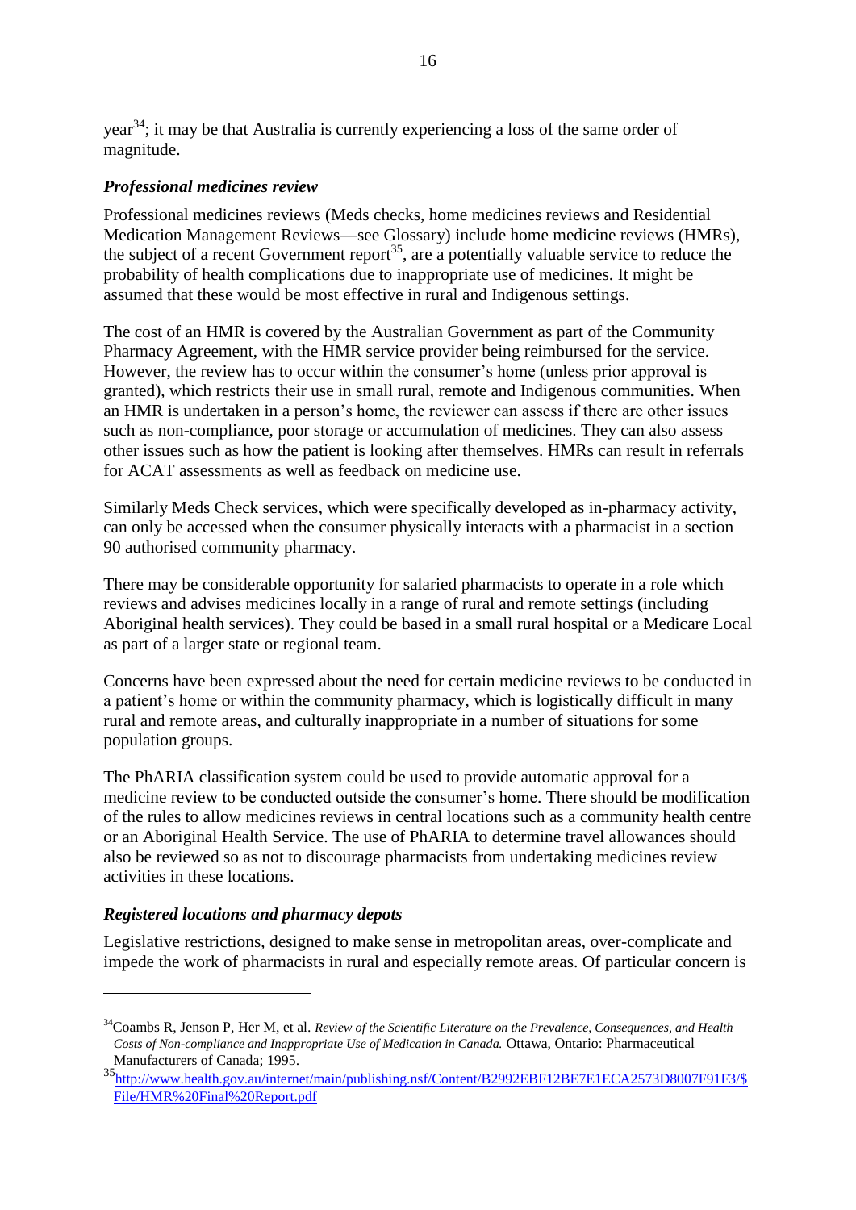year[34]; it may be that Australia is currently experiencing a loss of the same order of magnitude.

### *Professional medicines review*

Professional medicines reviews (Meds checks, home medicines reviews and Residential Medication Management Reviews—see Glossary) include home medicine reviews (HMRs), the subject of a recent Government report[35], are a potentially valuable service to reduce the probability of health complications due to inappropriate use of medicines. It might be assumed that these would be most effective in rural and Indigenous settings.

The cost of an HMR is covered by the Australian Government as part of the Community Pharmacy Agreement, with the HMR service provider being reimbursed for the service. However, the review has to occur within the consumer's home (unless prior approval is granted), which restricts their use in small rural, remote and Indigenous communities. When an HMR is undertaken in a person's home, the reviewer can assess if there are other issues such as non-compliance, poor storage or accumulation of medicines. They can also assess other issues such as how the patient is looking after themselves. HMRs can result in referrals for ACAT assessments as well as feedback on medicine use.

Similarly Meds Check services, which were specifically developed as in-pharmacy activity, can only be accessed when the consumer physically interacts with a pharmacist in a section 90 authorised community pharmacy.

There may be considerable opportunity for salaried pharmacists to operate in a role which reviews and advises medicines locally in a range of rural and remote settings (including Aboriginal health services). They could be based in a small rural hospital or a Medicare Local as part of a larger state or regional team.

Concerns have been expressed about the need for certain medicine reviews to be conducted in a patient's home or within the community pharmacy, which is logistically difficult in many rural and remote areas, and culturally inappropriate in a number of situations for some population groups.

The PhARIA classification system could be used to provide automatic approval for a medicine review to be conducted outside the consumer's home. There should be modification of the rules to allow medicines reviews in central locations such as a community health centre or an Aboriginal Health Service. The use of PhARIA to determine travel allowances should also be reviewed so as not to discourage pharmacists from undertaking medicines review activities in these locations.

### *Registered locations and pharmacy depots*

Legislative restrictions, designed to make sense in metropolitan areas, over-complicate and impede the work of pharmacists in rural and especially remote areas. Of particular concern is

---

[34] Coambs R, Jenson P, Her M, et al. *Review of the Scientific Literature on the Prevalence, Consequences, and Health Costs of Non-compliance and Inappropriate Use of Medication in Canada.* Ottawa, Ontario: Pharmaceutical Manufacturers of Canada; 1995.

[35] http://www.health.gov.au/internet/main/publishing.nsf/Content/B2992EBF12BE7E1ECA2573D8007F91F3/$File/HMR%20Final%20Report.pdf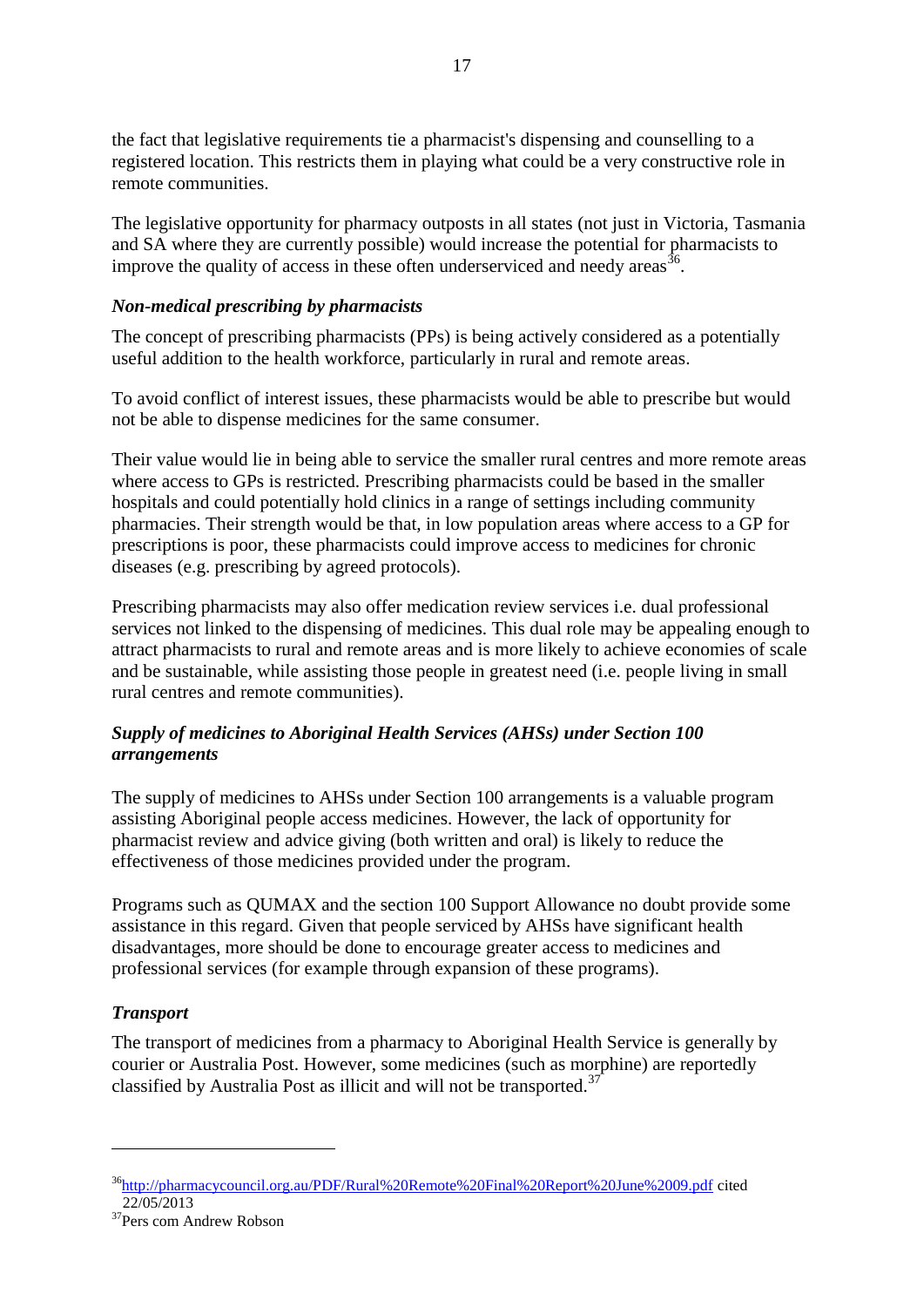the fact that legislative requirements tie a pharmacist's dispensing and counselling to a registered location. This restricts them in playing what could be a very constructive role in remote communities.

The legislative opportunity for pharmacy outposts in all states (not just in Victoria, Tasmania and SA where they are currently possible) would increase the potential for pharmacists to improve the quality of access in these often underserviced and needy areas[36].

### *Non-medical prescribing by pharmacists*

The concept of prescribing pharmacists (PPs) is being actively considered as a potentially useful addition to the health workforce, particularly in rural and remote areas.

To avoid conflict of interest issues, these pharmacists would be able to prescribe but would not be able to dispense medicines for the same consumer.

Their value would lie in being able to service the smaller rural centres and more remote areas where access to GPs is restricted. Prescribing pharmacists could be based in the smaller hospitals and could potentially hold clinics in a range of settings including community pharmacies. Their strength would be that, in low population areas where access to a GP for prescriptions is poor, these pharmacists could improve access to medicines for chronic diseases (e.g. prescribing by agreed protocols).

Prescribing pharmacists may also offer medication review services i.e. dual professional services not linked to the dispensing of medicines. This dual role may be appealing enough to attract pharmacists to rural and remote areas and is more likely to achieve economies of scale and be sustainable, while assisting those people in greatest need (i.e. people living in small rural centres and remote communities).

### *Supply of medicines to Aboriginal Health Services (AHSs) under Section 100 arrangements*

The supply of medicines to AHSs under Section 100 arrangements is a valuable program assisting Aboriginal people access medicines. However, the lack of opportunity for pharmacist review and advice giving (both written and oral) is likely to reduce the effectiveness of those medicines provided under the program.

Programs such as QUMAX and the section 100 Support Allowance no doubt provide some assistance in this regard. Given that people serviced by AHSs have significant health disadvantages, more should be done to encourage greater access to medicines and professional services (for example through expansion of these programs).

### *Transport*

The transport of medicines from a pharmacy to Aboriginal Health Service is generally by courier or Australia Post. However, some medicines (such as morphine) are reportedly classified by Australia Post as illicit and will not be transported.[37]

---

[36] http://pharmacycouncil.org.au/PDF/Rural%20Remote%20Final%20Report%20June%2009.pdf cited 22/05/2013

[37] Pers com Andrew Robson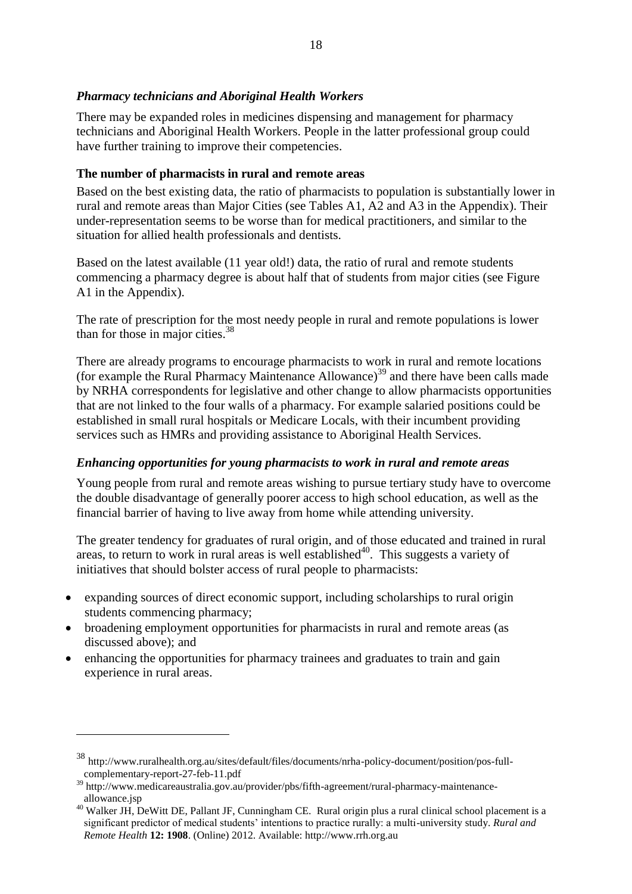### *Pharmacy technicians and Aboriginal Health Workers*

There may be expanded roles in medicines dispensing and management for pharmacy technicians and Aboriginal Health Workers. People in the latter professional group could have further training to improve their competencies.

### **The number of pharmacists in rural and remote areas**

Based on the best existing data, the ratio of pharmacists to population is substantially lower in rural and remote areas than Major Cities (see Tables A1, A2 and A3 in the Appendix). Their under-representation seems to be worse than for medical practitioners, and similar to the situation for allied health professionals and dentists.

Based on the latest available (11 year old!) data, the ratio of rural and remote students commencing a pharmacy degree is about half that of students from major cities (see Figure A1 in the Appendix).

The rate of prescription for the most needy people in rural and remote populations is lower than for those in major cities.[38]

There are already programs to encourage pharmacists to work in rural and remote locations (for example the Rural Pharmacy Maintenance Allowance)[39] and there have been calls made by NRHA correspondents for legislative and other change to allow pharmacists opportunities that are not linked to the four walls of a pharmacy. For example salaried positions could be established in small rural hospitals or Medicare Locals, with their incumbent providing services such as HMRs and providing assistance to Aboriginal Health Services.

### *Enhancing opportunities for young pharmacists to work in rural and remote areas*

Young people from rural and remote areas wishing to pursue tertiary study have to overcome the double disadvantage of generally poorer access to high school education, as well as the financial barrier of having to live away from home while attending university.

The greater tendency for graduates of rural origin, and of those educated and trained in rural areas, to return to work in rural areas is well established[40]. This suggests a variety of initiatives that should bolster access of rural people to pharmacists:

- expanding sources of direct economic support, including scholarships to rural origin students commencing pharmacy;
- broadening employment opportunities for pharmacists in rural and remote areas (as discussed above); and
- enhancing the opportunities for pharmacy trainees and graduates to train and gain experience in rural areas.

---

[38] http://www.ruralhealth.org.au/sites/default/files/documents/nrha-policy-document/position/pos-full-complementary-report-27-feb-11.pdf

[39] http://www.medicareaustralia.gov.au/provider/pbs/fifth-agreement/rural-pharmacy-maintenance-allowance.jsp

[40] Walker JH, DeWitt DE, Pallant JF, Cunningham CE. Rural origin plus a rural clinical school placement is a significant predictor of medical students' intentions to practice rurally: a multi-university study. *Rural and Remote Health* **12: 1908**. (Online) 2012. Available: http://www.rrh.org.au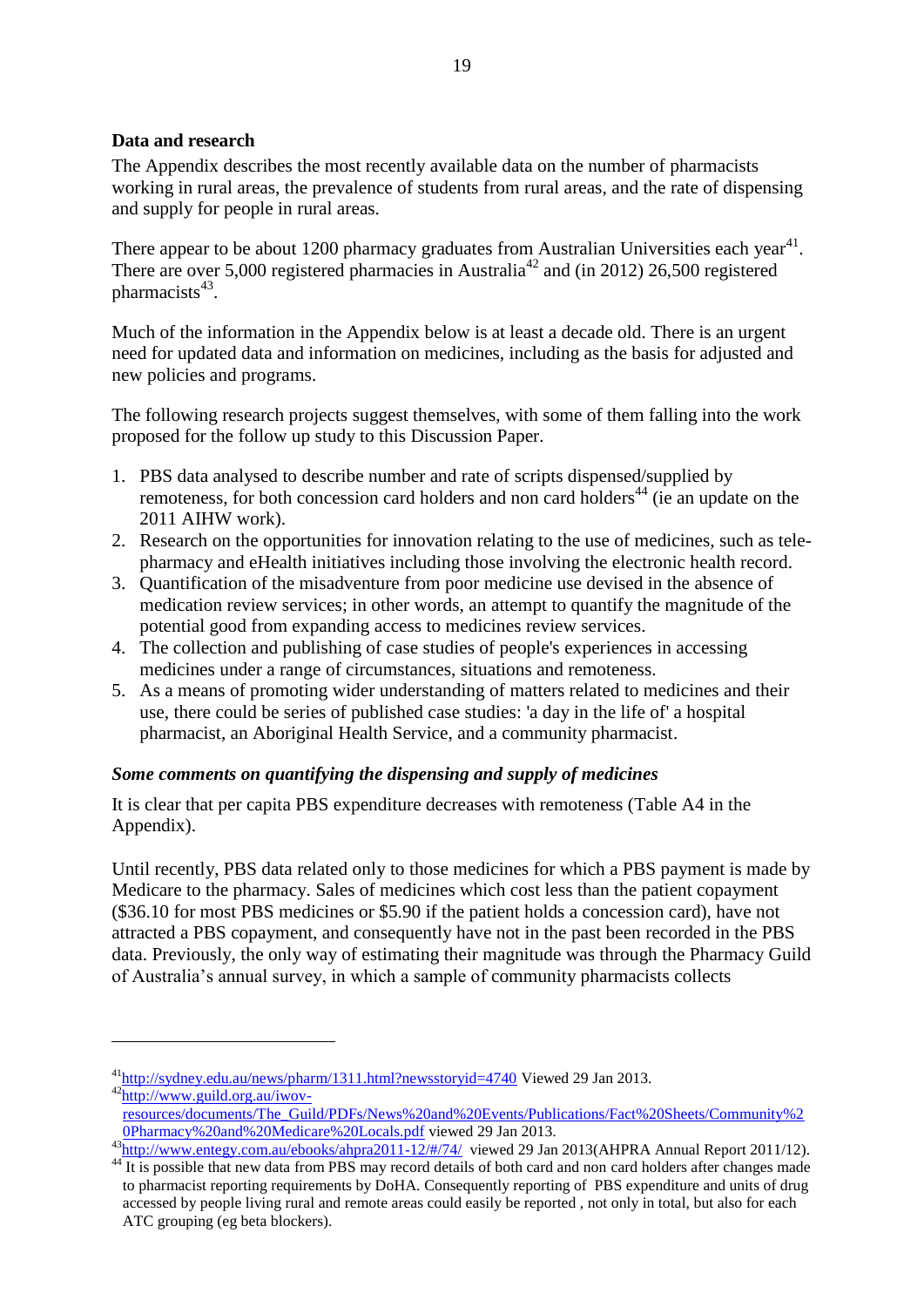**Data and research**

The Appendix describes the most recently available data on the number of pharmacists working in rural areas, the prevalence of students from rural areas, and the rate of dispensing and supply for people in rural areas.

There appear to be about 1200 pharmacy graduates from Australian Universities each year[41]. There are over 5,000 registered pharmacies in Australia[42] and (in 2012) 26,500 registered pharmacists[43].

Much of the information in the Appendix below is at least a decade old. There is an urgent need for updated data and information on medicines, including as the basis for adjusted and new policies and programs.

The following research projects suggest themselves, with some of them falling into the work proposed for the follow up study to this Discussion Paper.

1. PBS data analysed to describe number and rate of scripts dispensed/supplied by remoteness, for both concession card holders and non card holders[44] (ie an update on the 2011 AIHW work).
2. Research on the opportunities for innovation relating to the use of medicines, such as tele-pharmacy and eHealth initiatives including those involving the electronic health record.
3. Quantification of the misadventure from poor medicine use devised in the absence of medication review services; in other words, an attempt to quantify the magnitude of the potential good from expanding access to medicines review services.
4. The collection and publishing of case studies of people's experiences in accessing medicines under a range of circumstances, situations and remoteness.
5. As a means of promoting wider understanding of matters related to medicines and their use, there could be series of published case studies: 'a day in the life of' a hospital pharmacist, an Aboriginal Health Service, and a community pharmacist.

***Some comments on quantifying the dispensing and supply of medicines***

It is clear that per capita PBS expenditure decreases with remoteness (Table A4 in the Appendix).

Until recently, PBS data related only to those medicines for which a PBS payment is made by Medicare to the pharmacy. Sales of medicines which cost less than the patient copayment ($36.10 for most PBS medicines or $5.90 if the patient holds a concession card), have not attracted a PBS copayment, and consequently have not in the past been recorded in the PBS data. Previously, the only way of estimating their magnitude was through the Pharmacy Guild of Australia's annual survey, in which a sample of community pharmacists collects

---

[41] http://sydney.edu.au/news/pharm/1311.html?newsstoryid=4740 Viewed 29 Jan 2013.

[42] http://www.guild.org.au/iwov-resources/documents/The_Guild/PDFs/News%20and%20Events/Publications/Fact%20Sheets/Community%20Pharmacy%20and%20Medicare%20Locals.pdf viewed 29 Jan 2013.

[43] http://www.entegy.com.au/ebooks/ahpra2011-12/#/74/ viewed 29 Jan 2013(AHPRA Annual Report 2011/12).

[44] It is possible that new data from PBS may record details of both card and non card holders after changes made to pharmacist reporting requirements by DoHA. Consequently reporting of PBS expenditure and units of drug accessed by people living rural and remote areas could easily be reported , not only in total, but also for each ATC grouping (eg beta blockers).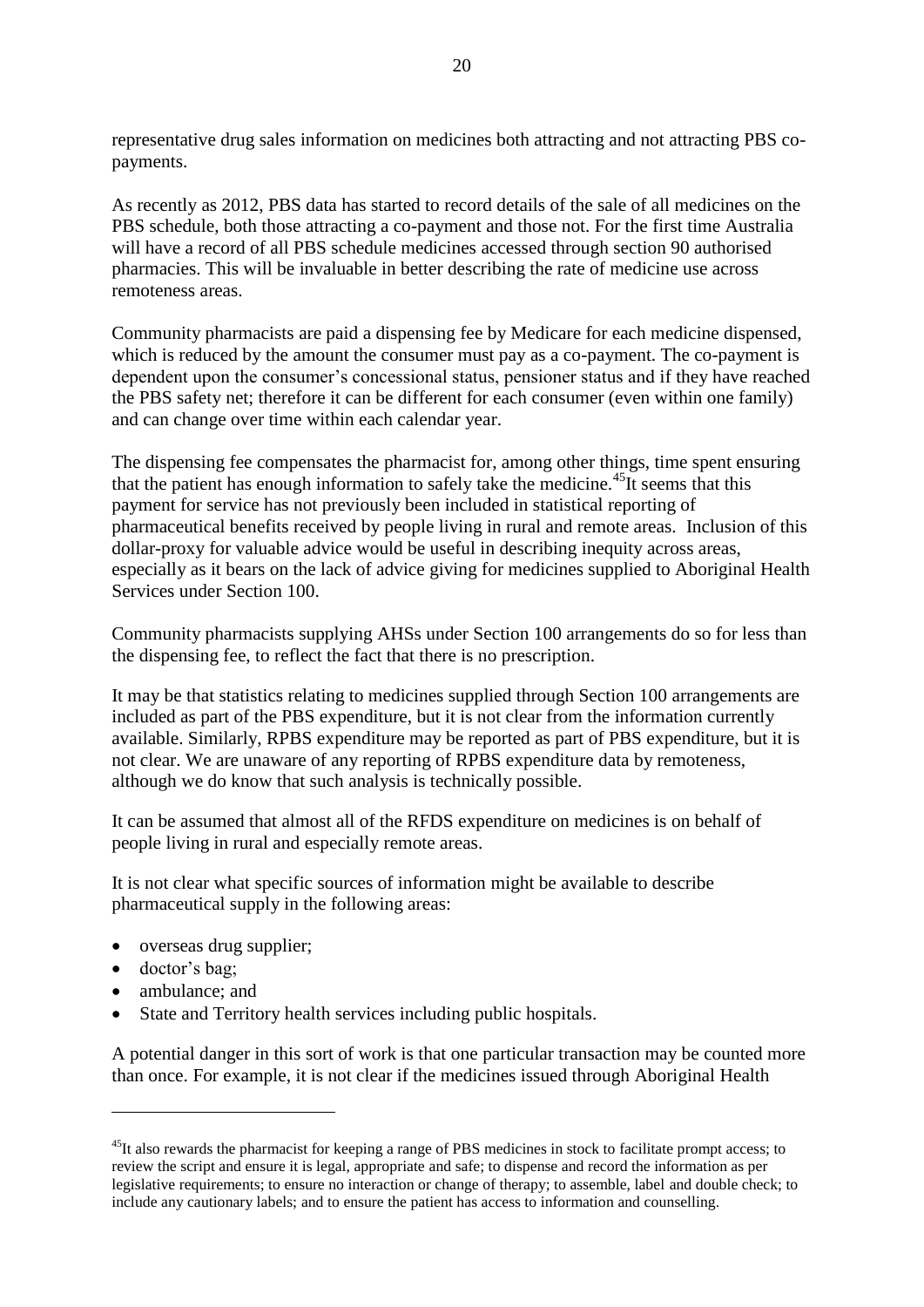representative drug sales information on medicines both attracting and not attracting PBS co-payments.

As recently as 2012, PBS data has started to record details of the sale of all medicines on the PBS schedule, both those attracting a co-payment and those not. For the first time Australia will have a record of all PBS schedule medicines accessed through section 90 authorised pharmacies. This will be invaluable in better describing the rate of medicine use across remoteness areas.

Community pharmacists are paid a dispensing fee by Medicare for each medicine dispensed, which is reduced by the amount the consumer must pay as a co-payment. The co-payment is dependent upon the consumer's concessional status, pensioner status and if they have reached the PBS safety net; therefore it can be different for each consumer (even within one family) and can change over time within each calendar year.

The dispensing fee compensates the pharmacist for, among other things, time spent ensuring that the patient has enough information to safely take the medicine.[45]It seems that this payment for service has not previously been included in statistical reporting of pharmaceutical benefits received by people living in rural and remote areas. Inclusion of this dollar-proxy for valuable advice would be useful in describing inequity across areas, especially as it bears on the lack of advice giving for medicines supplied to Aboriginal Health Services under Section 100.

Community pharmacists supplying AHSs under Section 100 arrangements do so for less than the dispensing fee, to reflect the fact that there is no prescription.

It may be that statistics relating to medicines supplied through Section 100 arrangements are included as part of the PBS expenditure, but it is not clear from the information currently available. Similarly, RPBS expenditure may be reported as part of PBS expenditure, but it is not clear. We are unaware of any reporting of RPBS expenditure data by remoteness, although we do know that such analysis is technically possible.

It can be assumed that almost all of the RFDS expenditure on medicines is on behalf of people living in rural and especially remote areas.

It is not clear what specific sources of information might be available to describe pharmaceutical supply in the following areas:

- overseas drug supplier;
- doctor's bag;
- ambulance; and
- State and Territory health services including public hospitals.

A potential danger in this sort of work is that one particular transaction may be counted more than once. For example, it is not clear if the medicines issued through Aboriginal Health

---

[45]It also rewards the pharmacist for keeping a range of PBS medicines in stock to facilitate prompt access; to review the script and ensure it is legal, appropriate and safe; to dispense and record the information as per legislative requirements; to ensure no interaction or change of therapy; to assemble, label and double check; to include any cautionary labels; and to ensure the patient has access to information and counselling.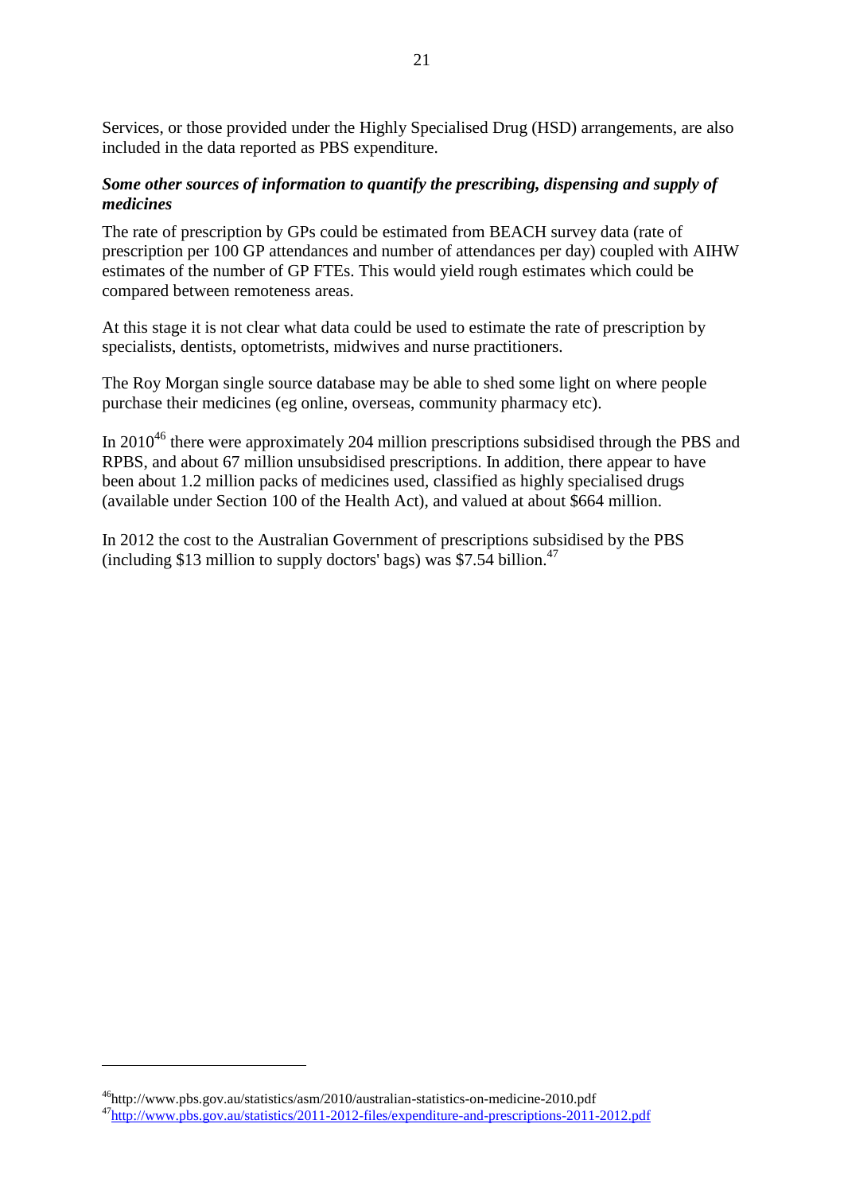Services, or those provided under the Highly Specialised Drug (HSD) arrangements, are also included in the data reported as PBS expenditure.

***Some other sources of information to quantify the prescribing, dispensing and supply of medicines***

The rate of prescription by GPs could be estimated from BEACH survey data (rate of prescription per 100 GP attendances and number of attendances per day) coupled with AIHW estimates of the number of GP FTEs. This would yield rough estimates which could be compared between remoteness areas.

At this stage it is not clear what data could be used to estimate the rate of prescription by specialists, dentists, optometrists, midwives and nurse practitioners.

The Roy Morgan single source database may be able to shed some light on where people purchase their medicines (eg online, overseas, community pharmacy etc).

In 2010[46] there were approximately 204 million prescriptions subsidised through the PBS and RPBS, and about 67 million unsubsidised prescriptions. In addition, there appear to have been about 1.2 million packs of medicines used, classified as highly specialised drugs (available under Section 100 of the Health Act), and valued at about $664 million.

In 2012 the cost to the Australian Government of prescriptions subsidised by the PBS (including $13 million to supply doctors' bags) was $7.54 billion.[47]

---

[46] http://www.pbs.gov.au/statistics/asm/2010/australian-statistics-on-medicine-2010.pdf

[47] http://www.pbs.gov.au/statistics/2011-2012-files/expenditure-and-prescriptions-2011-2012.pdf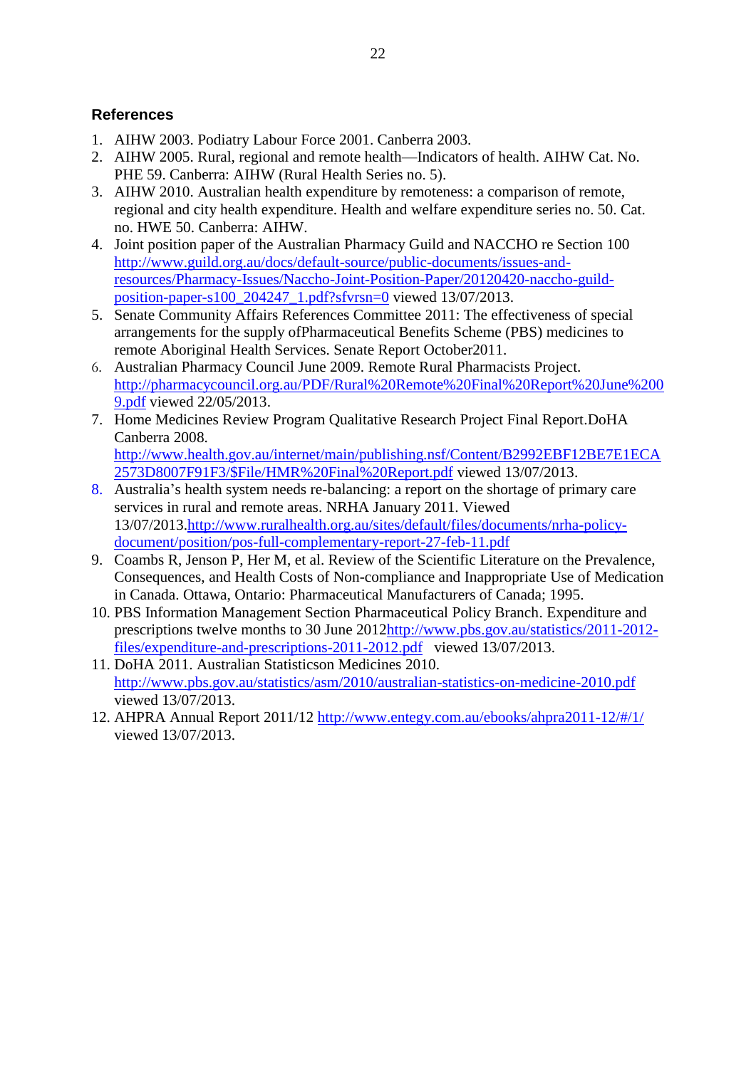## References

1. AIHW 2003. Podiatry Labour Force 2001. Canberra 2003.
2. AIHW 2005. Rural, regional and remote health—Indicators of health. AIHW Cat. No. PHE 59. Canberra: AIHW (Rural Health Series no. 5).
3. AIHW 2010. Australian health expenditure by remoteness: a comparison of remote, regional and city health expenditure. Health and welfare expenditure series no. 50. Cat. no. HWE 50. Canberra: AIHW.
4. Joint position paper of the Australian Pharmacy Guild and NACCHO re Section 100 http://www.guild.org.au/docs/default-source/public-documents/issues-and-resources/Pharmacy-Issues/Naccho-Joint-Position-Paper/20120420-naccho-guild-position-paper-s100_204247_1.pdf?sfvrsn=0 viewed 13/07/2013.
5. Senate Community Affairs References Committee 2011: The effectiveness of special arrangements for the supply ofPharmaceutical Benefits Scheme (PBS) medicines to remote Aboriginal Health Services. Senate Report October2011.
6. Australian Pharmacy Council June 2009. Remote Rural Pharmacists Project. http://pharmacycouncil.org.au/PDF/Rural%20Remote%20Final%20Report%20June%2009.pdf viewed 22/05/2013.
7. Home Medicines Review Program Qualitative Research Project Final Report.DoHA Canberra 2008. http://www.health.gov.au/internet/main/publishing.nsf/Content/B2992EBF12BE7E1ECA2573D8007F91F3/$File/HMR%20Final%20Report.pdf viewed 13/07/2013.
8. Australia's health system needs re-balancing: a report on the shortage of primary care services in rural and remote areas. NRHA January 2011. Viewed 13/07/2013.http://www.ruralhealth.org.au/sites/default/files/documents/nrha-policy-document/position/pos-full-complementary-report-27-feb-11.pdf
9. Coambs R, Jenson P, Her M, et al. Review of the Scientific Literature on the Prevalence, Consequences, and Health Costs of Non-compliance and Inappropriate Use of Medication in Canada. Ottawa, Ontario: Pharmaceutical Manufacturers of Canada; 1995.
10. PBS Information Management Section Pharmaceutical Policy Branch. Expenditure and prescriptions twelve months to 30 June 2012http://www.pbs.gov.au/statistics/2011-2012-files/expenditure-and-prescriptions-2011-2012.pdf viewed 13/07/2013.
11. DoHA 2011. Australian Statisticson Medicines 2010. http://www.pbs.gov.au/statistics/asm/2010/australian-statistics-on-medicine-2010.pdf viewed 13/07/2013.
12. AHPRA Annual Report 2011/12 http://www.entegy.com.au/ebooks/ahpra2011-12/#/1/ viewed 13/07/2013.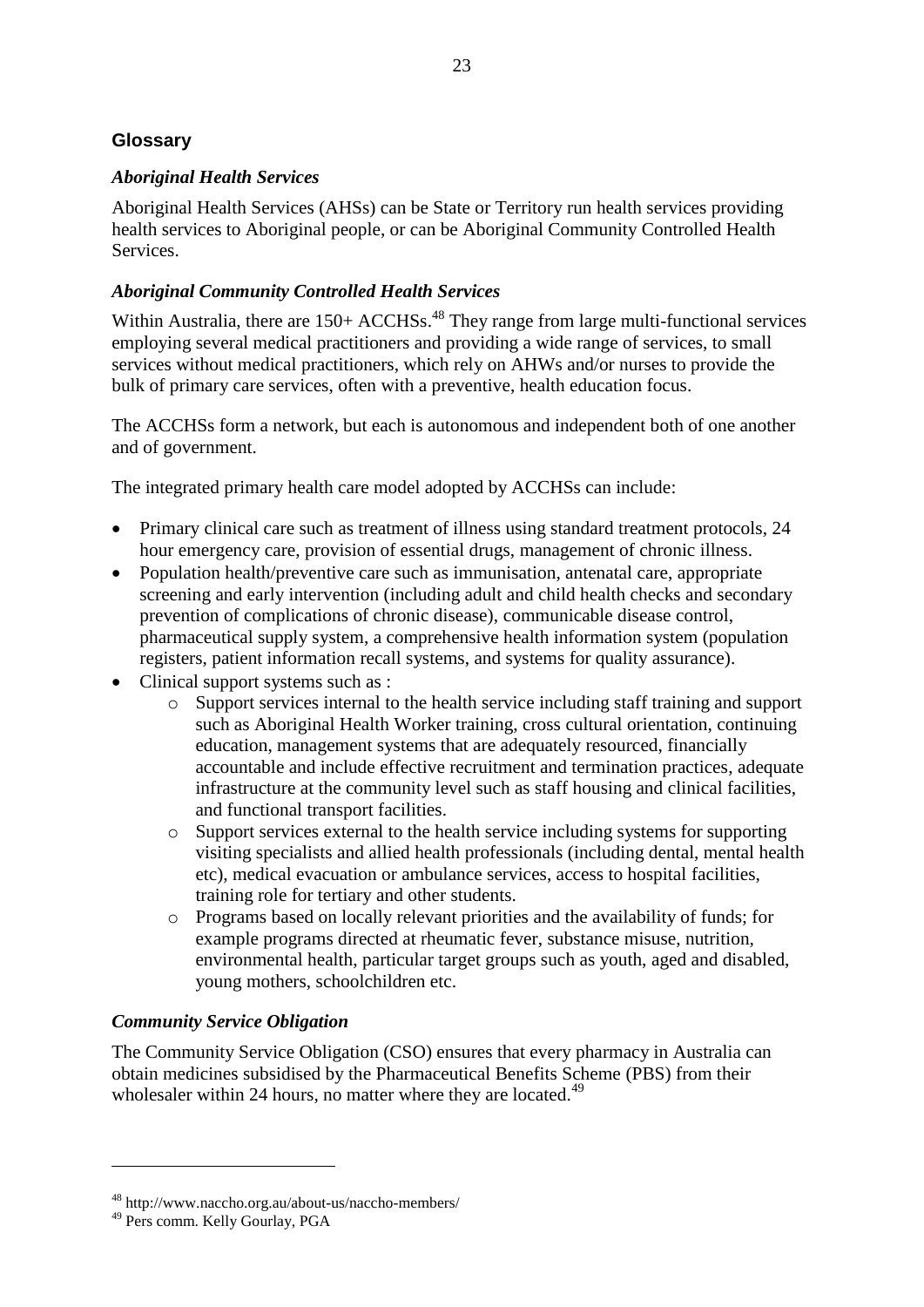## Glossary

### *Aboriginal Health Services*

Aboriginal Health Services (AHSs) can be State or Territory run health services providing health services to Aboriginal people, or can be Aboriginal Community Controlled Health Services.

### *Aboriginal Community Controlled Health Services*

Within Australia, there are 150+ ACCHSs.[48] They range from large multi-functional services employing several medical practitioners and providing a wide range of services, to small services without medical practitioners, which rely on AHWs and/or nurses to provide the bulk of primary care services, often with a preventive, health education focus.

The ACCHSs form a network, but each is autonomous and independent both of one another and of government.

The integrated primary health care model adopted by ACCHSs can include:

- Primary clinical care such as treatment of illness using standard treatment protocols, 24 hour emergency care, provision of essential drugs, management of chronic illness.
- Population health/preventive care such as immunisation, antenatal care, appropriate screening and early intervention (including adult and child health checks and secondary prevention of complications of chronic disease), communicable disease control, pharmaceutical supply system, a comprehensive health information system (population registers, patient information recall systems, and systems for quality assurance).
- Clinical support systems such as :
  - Support services internal to the health service including staff training and support such as Aboriginal Health Worker training, cross cultural orientation, continuing education, management systems that are adequately resourced, financially accountable and include effective recruitment and termination practices, adequate infrastructure at the community level such as staff housing and clinical facilities, and functional transport facilities.
  - Support services external to the health service including systems for supporting visiting specialists and allied health professionals (including dental, mental health etc), medical evacuation or ambulance services, access to hospital facilities, training role for tertiary and other students.
  - Programs based on locally relevant priorities and the availability of funds; for example programs directed at rheumatic fever, substance misuse, nutrition, environmental health, particular target groups such as youth, aged and disabled, young mothers, schoolchildren etc.

### *Community Service Obligation*

The Community Service Obligation (CSO) ensures that every pharmacy in Australia can obtain medicines subsidised by the Pharmaceutical Benefits Scheme (PBS) from their wholesaler within 24 hours, no matter where they are located.[49]

---

[48] http://www.naccho.org.au/about-us/naccho-members/

[49] Pers comm. Kelly Gourlay, PGA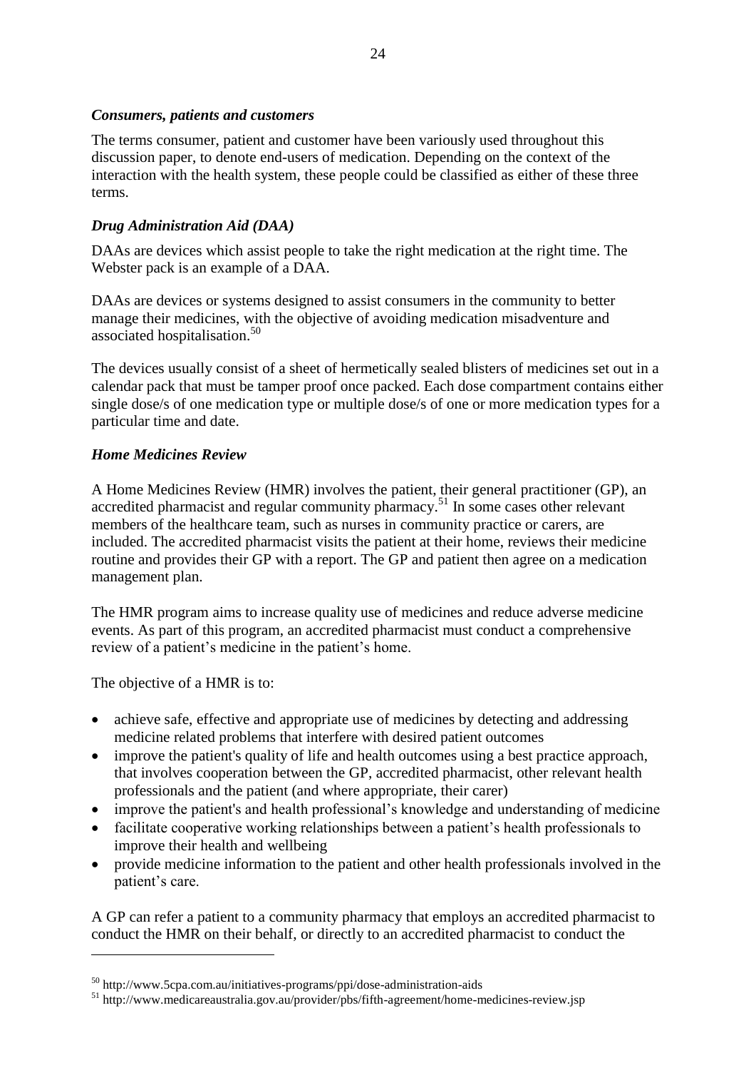### *Consumers, patients and customers*

The terms consumer, patient and customer have been variously used throughout this discussion paper, to denote end-users of medication. Depending on the context of the interaction with the health system, these people could be classified as either of these three terms.

### *Drug Administration Aid (DAA)*

DAAs are devices which assist people to take the right medication at the right time. The Webster pack is an example of a DAA.

DAAs are devices or systems designed to assist consumers in the community to better manage their medicines, with the objective of avoiding medication misadventure and associated hospitalisation.[50]

The devices usually consist of a sheet of hermetically sealed blisters of medicines set out in a calendar pack that must be tamper proof once packed. Each dose compartment contains either single dose/s of one medication type or multiple dose/s of one or more medication types for a particular time and date.

### *Home Medicines Review*

A Home Medicines Review (HMR) involves the patient, their general practitioner (GP), an accredited pharmacist and regular community pharmacy.[51] In some cases other relevant members of the healthcare team, such as nurses in community practice or carers, are included. The accredited pharmacist visits the patient at their home, reviews their medicine routine and provides their GP with a report. The GP and patient then agree on a medication management plan.

The HMR program aims to increase quality use of medicines and reduce adverse medicine events. As part of this program, an accredited pharmacist must conduct a comprehensive review of a patient's medicine in the patient's home.

The objective of a HMR is to:

- achieve safe, effective and appropriate use of medicines by detecting and addressing medicine related problems that interfere with desired patient outcomes
- improve the patient's quality of life and health outcomes using a best practice approach, that involves cooperation between the GP, accredited pharmacist, other relevant health professionals and the patient (and where appropriate, their carer)
- improve the patient's and health professional's knowledge and understanding of medicine
- facilitate cooperative working relationships between a patient's health professionals to improve their health and wellbeing
- provide medicine information to the patient and other health professionals involved in the patient's care.

A GP can refer a patient to a community pharmacy that employs an accredited pharmacist to conduct the HMR on their behalf, or directly to an accredited pharmacist to conduct the

---

[50] http://www.5cpa.com.au/initiatives-programs/ppi/dose-administration-aids

[51] http://www.medicareaustralia.gov.au/provider/pbs/fifth-agreement/home-medicines-review.jsp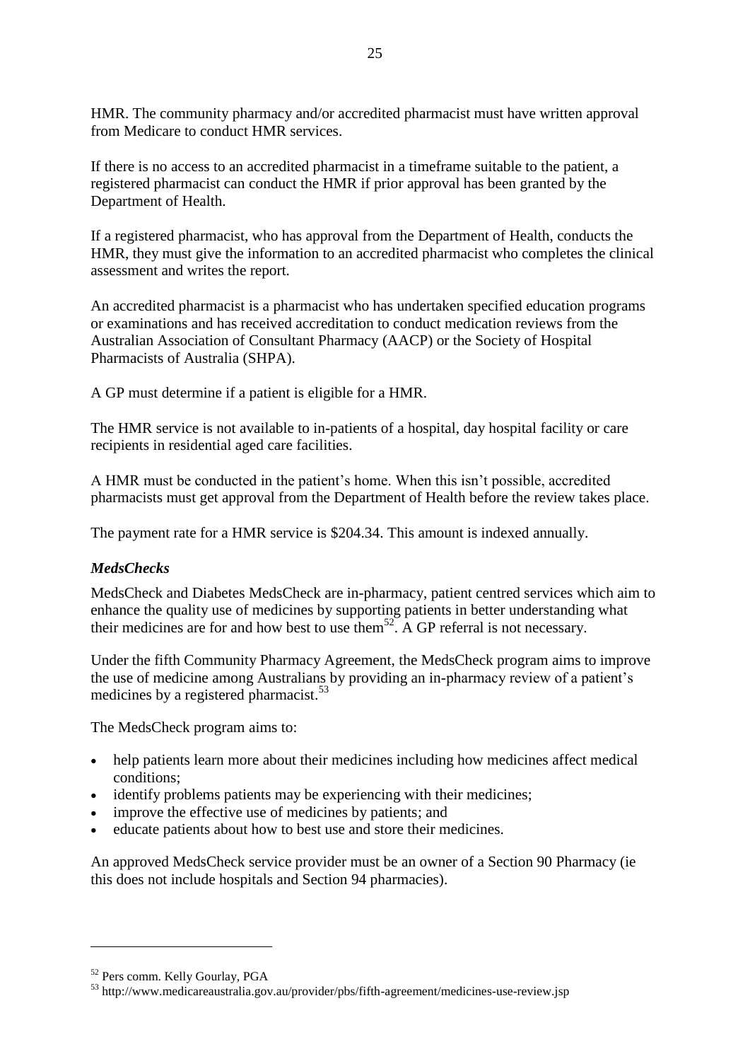HMR. The community pharmacy and/or accredited pharmacist must have written approval from Medicare to conduct HMR services.

If there is no access to an accredited pharmacist in a timeframe suitable to the patient, a registered pharmacist can conduct the HMR if prior approval has been granted by the Department of Health.

If a registered pharmacist, who has approval from the Department of Health, conducts the HMR, they must give the information to an accredited pharmacist who completes the clinical assessment and writes the report.

An accredited pharmacist is a pharmacist who has undertaken specified education programs or examinations and has received accreditation to conduct medication reviews from the Australian Association of Consultant Pharmacy (AACP) or the Society of Hospital Pharmacists of Australia (SHPA).

A GP must determine if a patient is eligible for a HMR.

The HMR service is not available to in-patients of a hospital, day hospital facility or care recipients in residential aged care facilities.

A HMR must be conducted in the patient's home. When this isn't possible, accredited pharmacists must get approval from the Department of Health before the review takes place.

The payment rate for a HMR service is $204.34. This amount is indexed annually.

### *MedsChecks*

MedsCheck and Diabetes MedsCheck are in-pharmacy, patient centred services which aim to enhance the quality use of medicines by supporting patients in better understanding what their medicines are for and how best to use them[52]. A GP referral is not necessary.

Under the fifth Community Pharmacy Agreement, the MedsCheck program aims to improve the use of medicine among Australians by providing an in-pharmacy review of a patient's medicines by a registered pharmacist.[53]

The MedsCheck program aims to:

- help patients learn more about their medicines including how medicines affect medical conditions;
- identify problems patients may be experiencing with their medicines;
- improve the effective use of medicines by patients; and
- educate patients about how to best use and store their medicines.

An approved MedsCheck service provider must be an owner of a Section 90 Pharmacy (ie this does not include hospitals and Section 94 pharmacies).

---

[52] Pers comm. Kelly Gourlay, PGA

[53] http://www.medicareaustralia.gov.au/provider/pbs/fifth-agreement/medicines-use-review.jsp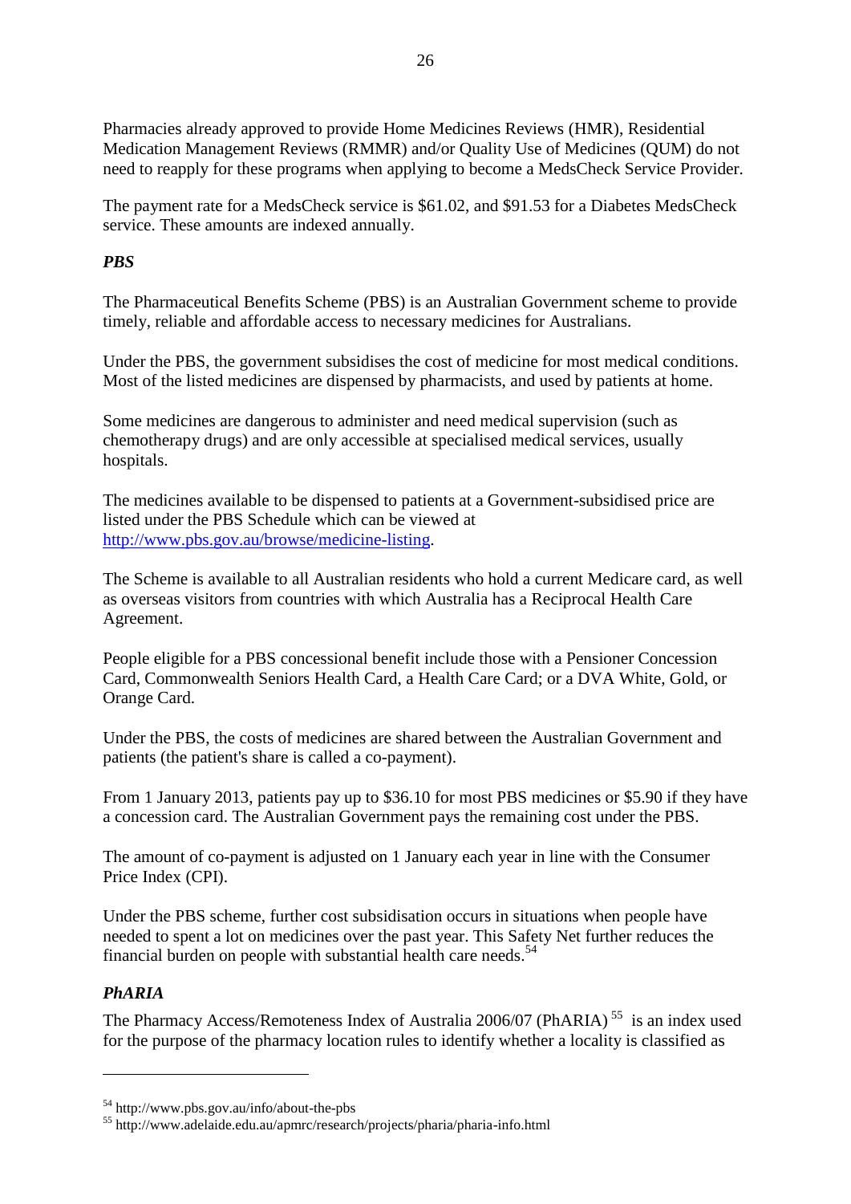Pharmacies already approved to provide Home Medicines Reviews (HMR), Residential Medication Management Reviews (RMMR) and/or Quality Use of Medicines (QUM) do not need to reapply for these programs when applying to become a MedsCheck Service Provider.

The payment rate for a MedsCheck service is $61.02, and $91.53 for a Diabetes MedsCheck service. These amounts are indexed annually.

### *PBS*

The Pharmaceutical Benefits Scheme (PBS) is an Australian Government scheme to provide timely, reliable and affordable access to necessary medicines for Australians.

Under the PBS, the government subsidises the cost of medicine for most medical conditions. Most of the listed medicines are dispensed by pharmacists, and used by patients at home.

Some medicines are dangerous to administer and need medical supervision (such as chemotherapy drugs) and are only accessible at specialised medical services, usually hospitals.

The medicines available to be dispensed to patients at a Government-subsidised price are listed under the PBS Schedule which can be viewed at http://www.pbs.gov.au/browse/medicine-listing.

The Scheme is available to all Australian residents who hold a current Medicare card, as well as overseas visitors from countries with which Australia has a Reciprocal Health Care Agreement.

People eligible for a PBS concessional benefit include those with a Pensioner Concession Card, Commonwealth Seniors Health Card, a Health Care Card; or a DVA White, Gold, or Orange Card.

Under the PBS, the costs of medicines are shared between the Australian Government and patients (the patient's share is called a co-payment).

From 1 January 2013, patients pay up to $36.10 for most PBS medicines or $5.90 if they have a concession card. The Australian Government pays the remaining cost under the PBS.

The amount of co-payment is adjusted on 1 January each year in line with the Consumer Price Index (CPI).

Under the PBS scheme, further cost subsidisation occurs in situations when people have needed to spent a lot on medicines over the past year. This Safety Net further reduces the financial burden on people with substantial health care needs.[54]

### *PhARIA*

The Pharmacy Access/Remoteness Index of Australia 2006/07 (PhARIA) [55] is an index used for the purpose of the pharmacy location rules to identify whether a locality is classified as

---

[54] http://www.pbs.gov.au/info/about-the-pbs

[55] http://www.adelaide.edu.au/apmrc/research/projects/pharia/pharia-info.html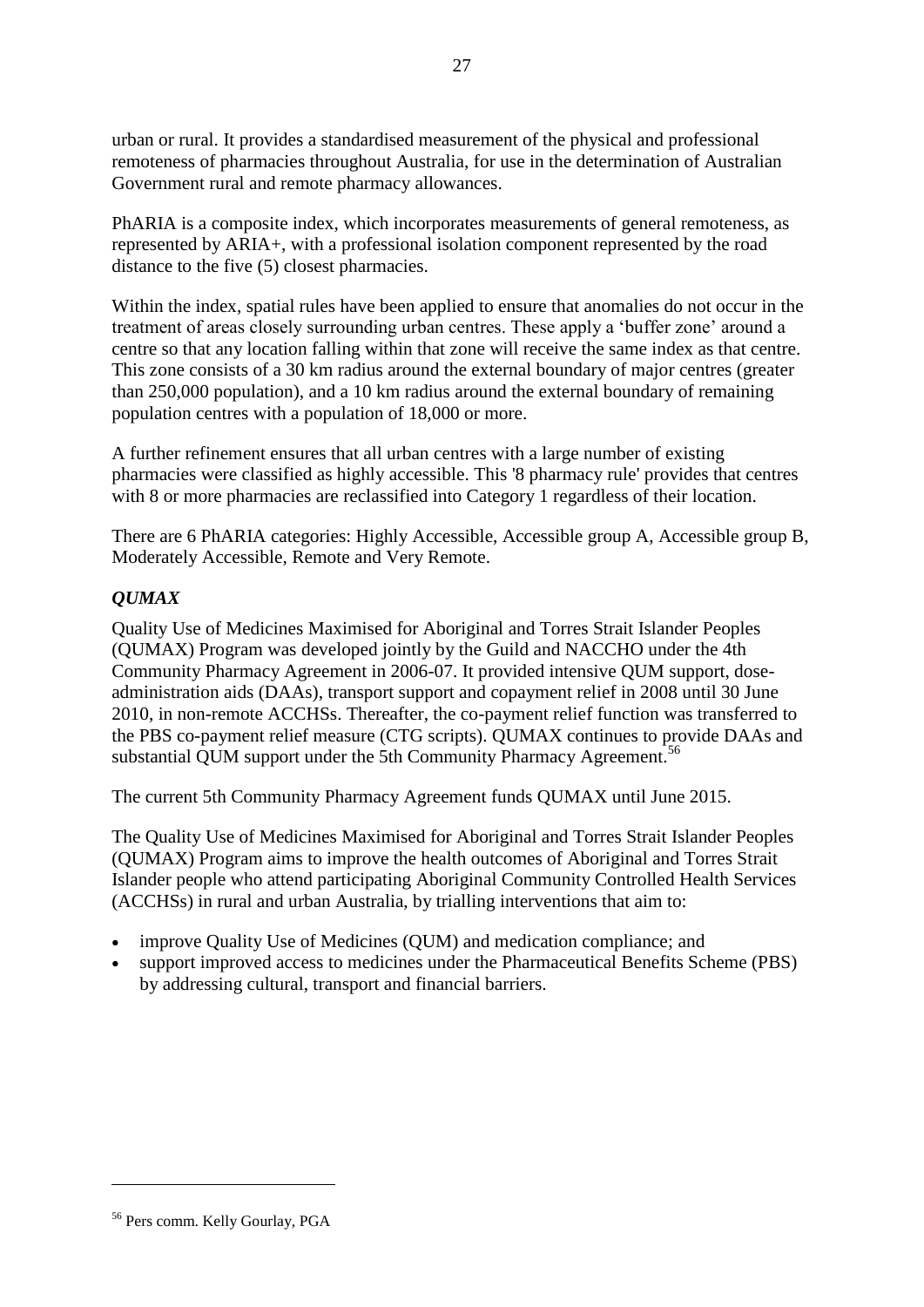urban or rural. It provides a standardised measurement of the physical and professional remoteness of pharmacies throughout Australia, for use in the determination of Australian Government rural and remote pharmacy allowances.

PhARIA is a composite index, which incorporates measurements of general remoteness, as represented by ARIA+, with a professional isolation component represented by the road distance to the five (5) closest pharmacies.

Within the index, spatial rules have been applied to ensure that anomalies do not occur in the treatment of areas closely surrounding urban centres. These apply a 'buffer zone' around a centre so that any location falling within that zone will receive the same index as that centre. This zone consists of a 30 km radius around the external boundary of major centres (greater than 250,000 population), and a 10 km radius around the external boundary of remaining population centres with a population of 18,000 or more.

A further refinement ensures that all urban centres with a large number of existing pharmacies were classified as highly accessible. This '8 pharmacy rule' provides that centres with 8 or more pharmacies are reclassified into Category 1 regardless of their location.

There are 6 PhARIA categories: Highly Accessible, Accessible group A, Accessible group B, Moderately Accessible, Remote and Very Remote.

### *QUMAX*

Quality Use of Medicines Maximised for Aboriginal and Torres Strait Islander Peoples (QUMAX) Program was developed jointly by the Guild and NACCHO under the 4th Community Pharmacy Agreement in 2006-07. It provided intensive QUM support, dose-administration aids (DAAs), transport support and copayment relief in 2008 until 30 June 2010, in non-remote ACCHSs. Thereafter, the co-payment relief function was transferred to the PBS co-payment relief measure (CTG scripts). QUMAX continues to provide DAAs and substantial QUM support under the 5th Community Pharmacy Agreement.[56]

The current 5th Community Pharmacy Agreement funds QUMAX until June 2015.

The Quality Use of Medicines Maximised for Aboriginal and Torres Strait Islander Peoples (QUMAX) Program aims to improve the health outcomes of Aboriginal and Torres Strait Islander people who attend participating Aboriginal Community Controlled Health Services (ACCHSs) in rural and urban Australia, by trialling interventions that aim to:

- improve Quality Use of Medicines (QUM) and medication compliance; and
- support improved access to medicines under the Pharmaceutical Benefits Scheme (PBS) by addressing cultural, transport and financial barriers.

[56] Pers comm. Kelly Gourlay, PGA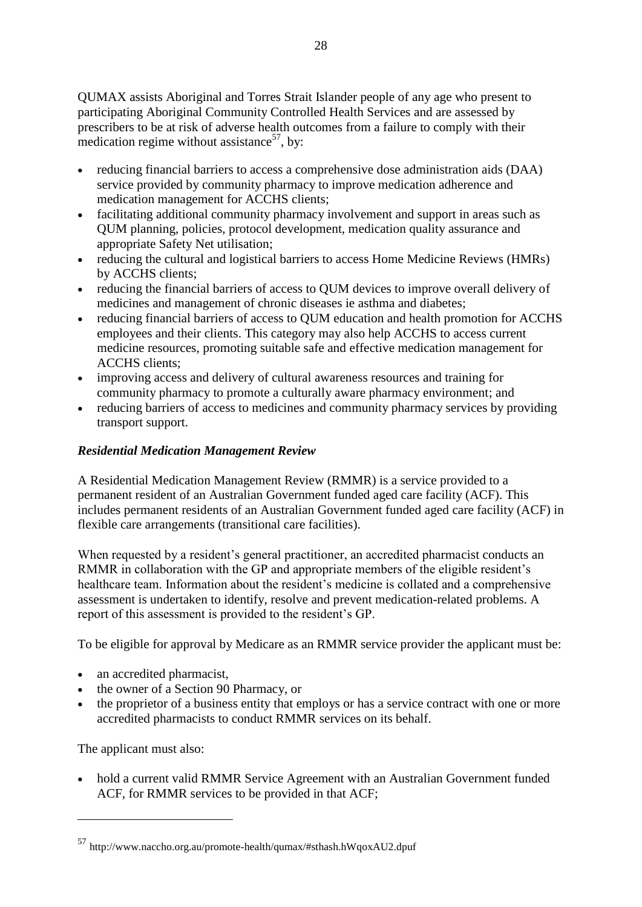QUMAX assists Aboriginal and Torres Strait Islander people of any age who present to participating Aboriginal Community Controlled Health Services and are assessed by prescribers to be at risk of adverse health outcomes from a failure to comply with their medication regime without assistance[57], by:

- reducing financial barriers to access a comprehensive dose administration aids (DAA) service provided by community pharmacy to improve medication adherence and medication management for ACCHS clients;
- facilitating additional community pharmacy involvement and support in areas such as QUM planning, policies, protocol development, medication quality assurance and appropriate Safety Net utilisation;
- reducing the cultural and logistical barriers to access Home Medicine Reviews (HMRs) by ACCHS clients;
- reducing the financial barriers of access to QUM devices to improve overall delivery of medicines and management of chronic diseases ie asthma and diabetes;
- reducing financial barriers of access to QUM education and health promotion for ACCHS employees and their clients. This category may also help ACCHS to access current medicine resources, promoting suitable safe and effective medication management for ACCHS clients;
- improving access and delivery of cultural awareness resources and training for community pharmacy to promote a culturally aware pharmacy environment; and
- reducing barriers of access to medicines and community pharmacy services by providing transport support.

### *Residential Medication Management Review*

A Residential Medication Management Review (RMMR) is a service provided to a permanent resident of an Australian Government funded aged care facility (ACF). This includes permanent residents of an Australian Government funded aged care facility (ACF) in flexible care arrangements (transitional care facilities).

When requested by a resident's general practitioner, an accredited pharmacist conducts an RMMR in collaboration with the GP and appropriate members of the eligible resident's healthcare team. Information about the resident's medicine is collated and a comprehensive assessment is undertaken to identify, resolve and prevent medication-related problems. A report of this assessment is provided to the resident's GP.

To be eligible for approval by Medicare as an RMMR service provider the applicant must be:

- an accredited pharmacist,
- the owner of a Section 90 Pharmacy, or
- the proprietor of a business entity that employs or has a service contract with one or more accredited pharmacists to conduct RMMR services on its behalf.

The applicant must also:

- hold a current valid RMMR Service Agreement with an Australian Government funded ACF, for RMMR services to be provided in that ACF;

---

[57] http://www.naccho.org.au/promote-health/qumax/#sthash.hWqoxAU2.dpuf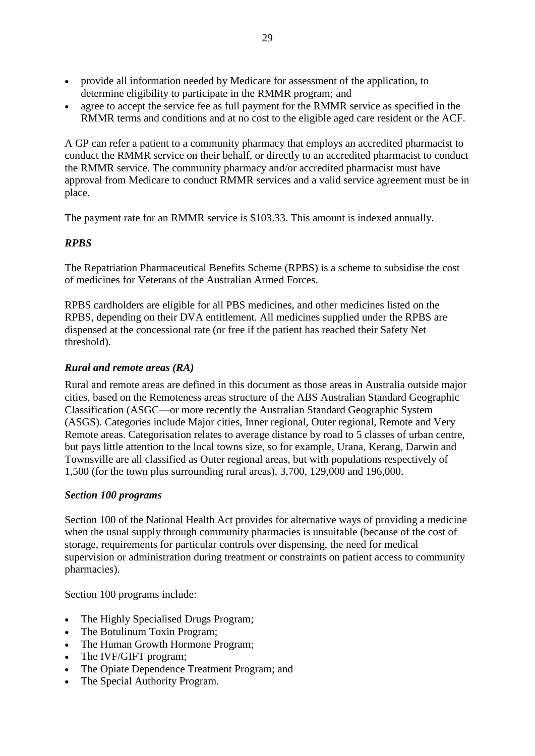- provide all information needed by Medicare for assessment of the application, to determine eligibility to participate in the RMMR program; and
- agree to accept the service fee as full payment for the RMMR service as specified in the RMMR terms and conditions and at no cost to the eligible aged care resident or the ACF.

A GP can refer a patient to a community pharmacy that employs an accredited pharmacist to conduct the RMMR service on their behalf, or directly to an accredited pharmacist to conduct the RMMR service. The community pharmacy and/or accredited pharmacist must have approval from Medicare to conduct RMMR services and a valid service agreement must be in place.

The payment rate for an RMMR service is $103.33. This amount is indexed annually.

### *RPBS*

The Repatriation Pharmaceutical Benefits Scheme (RPBS) is a scheme to subsidise the cost of medicines for Veterans of the Australian Armed Forces.

RPBS cardholders are eligible for all PBS medicines, and other medicines listed on the RPBS, depending on their DVA entitlement. All medicines supplied under the RPBS are dispensed at the concessional rate (or free if the patient has reached their Safety Net threshold).

### *Rural and remote areas (RA)*

Rural and remote areas are defined in this document as those areas in Australia outside major cities, based on the Remoteness areas structure of the ABS Australian Standard Geographic Classification (ASGC—or more recently the Australian Standard Geographic System (ASGS). Categories include Major cities, Inner regional, Outer regional, Remote and Very Remote areas. Categorisation relates to average distance by road to 5 classes of urban centre, but pays little attention to the local towns size, so for example, Urana, Kerang, Darwin and Townsville are all classified as Outer regional areas, but with populations respectively of 1,500 (for the town plus surrounding rural areas), 3,700, 129,000 and 196,000.

### *Section 100 programs*

Section 100 of the National Health Act provides for alternative ways of providing a medicine when the usual supply through community pharmacies is unsuitable (because of the cost of storage, requirements for particular controls over dispensing, the need for medical supervision or administration during treatment or constraints on patient access to community pharmacies).

Section 100 programs include:

- The Highly Specialised Drugs Program;
- The Botulinum Toxin Program;
- The Human Growth Hormone Program;
- The IVF/GIFT program;
- The Opiate Dependence Treatment Program; and
- The Special Authority Program.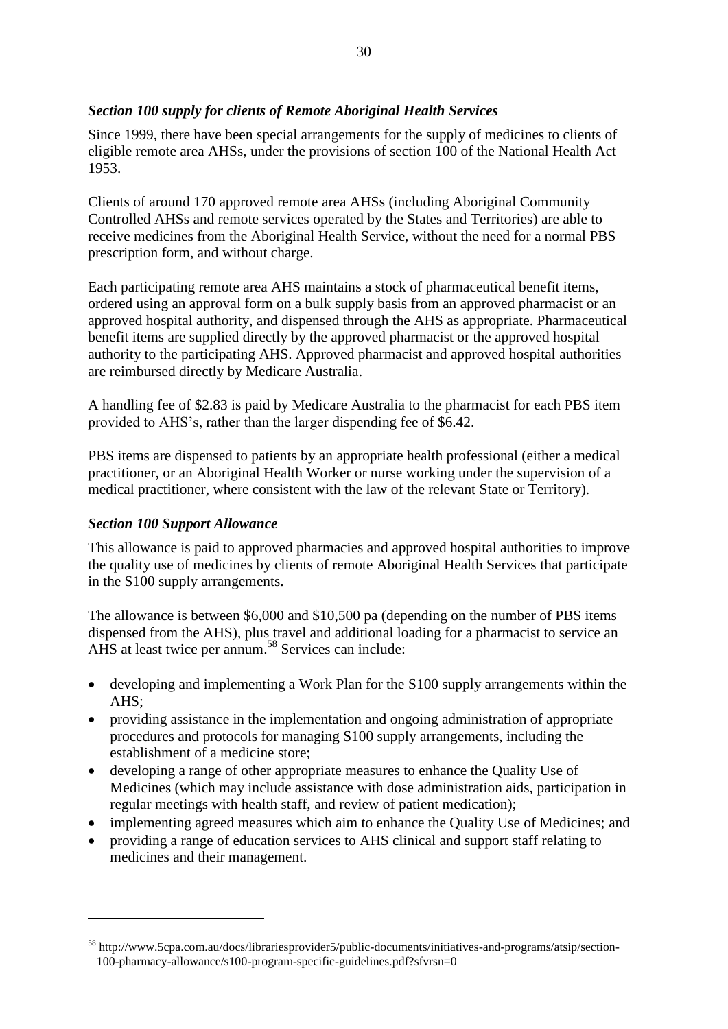### *Section 100 supply for clients of Remote Aboriginal Health Services*

Since 1999, there have been special arrangements for the supply of medicines to clients of eligible remote area AHSs, under the provisions of section 100 of the National Health Act 1953.

Clients of around 170 approved remote area AHSs (including Aboriginal Community Controlled AHSs and remote services operated by the States and Territories) are able to receive medicines from the Aboriginal Health Service, without the need for a normal PBS prescription form, and without charge.

Each participating remote area AHS maintains a stock of pharmaceutical benefit items, ordered using an approval form on a bulk supply basis from an approved pharmacist or an approved hospital authority, and dispensed through the AHS as appropriate. Pharmaceutical benefit items are supplied directly by the approved pharmacist or the approved hospital authority to the participating AHS. Approved pharmacist and approved hospital authorities are reimbursed directly by Medicare Australia.

A handling fee of $2.83 is paid by Medicare Australia to the pharmacist for each PBS item provided to AHS's, rather than the larger dispending fee of $6.42.

PBS items are dispensed to patients by an appropriate health professional (either a medical practitioner, or an Aboriginal Health Worker or nurse working under the supervision of a medical practitioner, where consistent with the law of the relevant State or Territory).

### *Section 100 Support Allowance*

This allowance is paid to approved pharmacies and approved hospital authorities to improve the quality use of medicines by clients of remote Aboriginal Health Services that participate in the S100 supply arrangements.

The allowance is between $6,000 and $10,500 pa (depending on the number of PBS items dispensed from the AHS), plus travel and additional loading for a pharmacist to service an AHS at least twice per annum.[58] Services can include:

- developing and implementing a Work Plan for the S100 supply arrangements within the AHS;
- providing assistance in the implementation and ongoing administration of appropriate procedures and protocols for managing S100 supply arrangements, including the establishment of a medicine store;
- developing a range of other appropriate measures to enhance the Quality Use of Medicines (which may include assistance with dose administration aids, participation in regular meetings with health staff, and review of patient medication);
- implementing agreed measures which aim to enhance the Quality Use of Medicines; and
- providing a range of education services to AHS clinical and support staff relating to medicines and their management.

---

[58] http://www.5cpa.com.au/docs/librariesprovider5/public-documents/initiatives-and-programs/atsip/section-100-pharmacy-allowance/s100-program-specific-guidelines.pdf?sfvrsn=0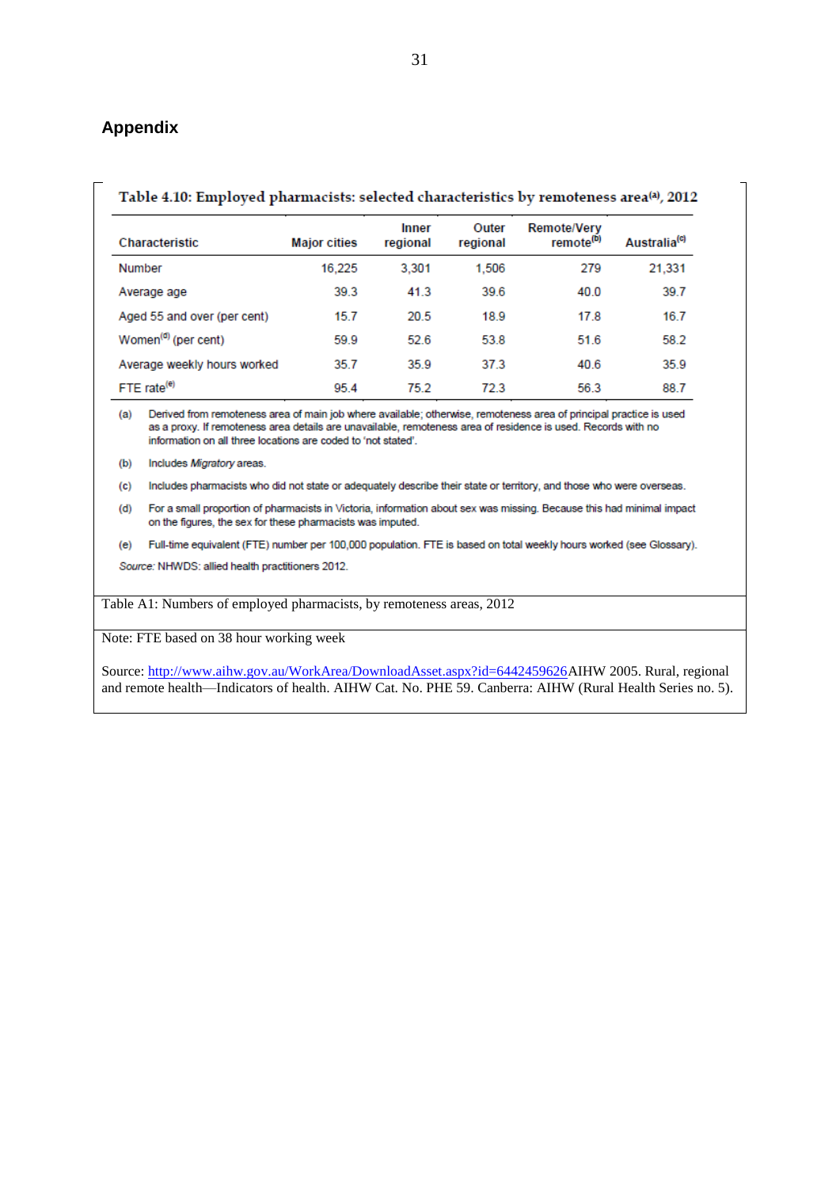## Appendix

**Table 4.10: Employed pharmacists: selected characteristics by remoteness area[a], 2012**

| Characteristic | Major cities | Inner regional | Outer regional | Remote/Very remote[b] | Australia[c] |
|---|---|---|---|---|---|
| Number | 16,225 | 3,301 | 1,506 | 279 | 21,331 |
| Average age | 39.3 | 41.3 | 39.6 | 40.0 | 39.7 |
| Aged 55 and over (per cent) | 15.7 | 20.5 | 18.9 | 17.8 | 16.7 |
| Women[d] (per cent) | 59.9 | 52.6 | 53.8 | 51.6 | 58.2 |
| Average weekly hours worked | 35.7 | 35.9 | 37.3 | 40.6 | 35.9 |
| FTE rate[e] | 95.4 | 75.2 | 72.3 | 56.3 | 88.7 |

(a) Derived from remoteness area of main job where available; otherwise, remoteness area of principal practice is used as a proxy. If remoteness area details are unavailable, remoteness area of residence is used. Records with no information on all three locations are coded to 'not stated'.

(b) Includes *Migratory* areas.

(c) Includes pharmacists who did not state or adequately describe their state or territory, and those who were overseas.

(d) For a small proportion of pharmacists in Victoria, information about sex was missing. Because this had minimal impact on the figures, the sex for these pharmacists was imputed.

(e) Full-time equivalent (FTE) number per 100,000 population. FTE is based on total weekly hours worked (see Glossary).

*Source:* NHWDS: allied health practitioners 2012.

Table A1: Numbers of employed pharmacists, by remoteness areas, 2012

Note: FTE based on 38 hour working week

Source: http://www.aihw.gov.au/WorkArea/DownloadAsset.aspx?id=6442459626AIHW 2005. Rural, regional and remote health—Indicators of health. AIHW Cat. No. PHE 59. Canberra: AIHW (Rural Health Series no. 5).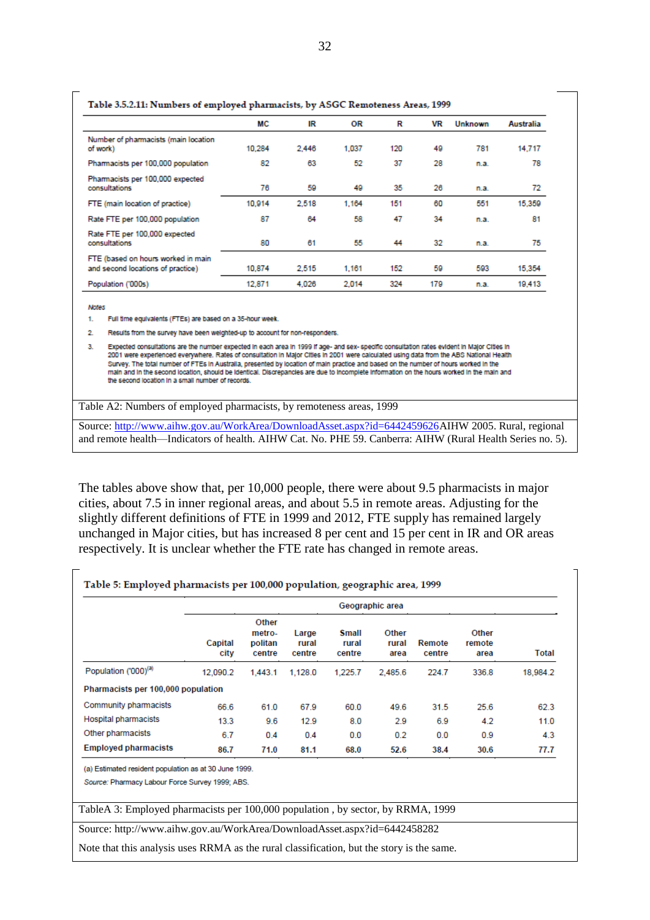**Table 3.5.2.11: Numbers of employed pharmacists, by ASGC Remoteness Areas, 1999**

| | MC | IR | OR | R | VR | Unknown | Australia |
|---|---|---|---|---|---|---|---|
| Number of pharmacists (main location of work) | 10,284 | 2,446 | 1,037 | 120 | 49 | 781 | 14,717 |
| Pharmacists per 100,000 population | 82 | 63 | 52 | 37 | 28 | n.a. | 78 |
| Pharmacists per 100,000 expected consultations | 76 | 59 | 49 | 35 | 26 | n.a. | 72 |
| FTE (main location of practice) | 10,914 | 2,518 | 1,164 | 151 | 60 | 551 | 15,359 |
| Rate FTE per 100,000 population | 87 | 64 | 58 | 47 | 34 | n.a. | 81 |
| Rate FTE per 100,000 expected consultations | 80 | 61 | 55 | 44 | 32 | n.a. | 75 |
| FTE (based on hours worked in main and second locations of practice) | 10,874 | 2,515 | 1,161 | 152 | 59 | 593 | 15,354 |
| Population ('000s) | 12,871 | 4,026 | 2,014 | 324 | 179 | n.a. | 19,413 |

*Notes*

1. Full time equivalents (FTEs) are based on a 35-hour week.
2. Results from the survey have been weighted-up to account for non-responders.
3. Expected consultations are the number expected in each area in 1999 if age- and sex- specific consultation rates evident in Major Cities in 2001 were experienced everywhere. Rates of consultation in Major Cities in 2001 were calculated using data from the ABS National Health Survey. The total number of FTEs in Australia, presented by location of main practice and based on the number of hours worked in the main and in the second location, should be identical. Discrepancies are due to incomplete information on the hours worked in the main and the second location in a small number of records.

Table A2: Numbers of employed pharmacists, by remoteness areas, 1999

Source: http://www.aihw.gov.au/WorkArea/DownloadAsset.aspx?id=6442459626AIHW 2005. Rural, regional and remote health—Indicators of health. AIHW Cat. No. PHE 59. Canberra: AIHW (Rural Health Series no. 5).

The tables above show that, per 10,000 people, there were about 9.5 pharmacists in major cities, about 7.5 in inner regional areas, and about 5.5 in remote areas. Adjusting for the slightly different definitions of FTE in 1999 and 2012, FTE supply has remained largely unchanged in Major cities, but has increased 8 per cent and 15 per cent in IR and OR areas respectively. It is unclear whether the FTE rate has changed in remote areas.

**Table 5: Employed pharmacists per 100,000 population, geographic area, 1999**

| | Geographic area | | | | | | | |
|---|---|---|---|---|---|---|---|---|
| | Capital city | Other metro-politan centre | Large rural centre | Small rural centre | Other rural area | Remote centre | Other remote area | Total |
| Population ('000)[a] | 12,090.2 | 1,443.1 | 1,128.0 | 1,225.7 | 2,485.6 | 224.7 | 336.8 | 18,984.2 |
| **Pharmacists per 100,000 population** | | | | | | | | |
| Community pharmacists | 66.6 | 61.0 | 67.9 | 60.0 | 49.6 | 31.5 | 25.6 | 62.3 |
| Hospital pharmacists | 13.3 | 9.6 | 12.9 | 8.0 | 2.9 | 6.9 | 4.2 | 11.0 |
| Other pharmacists | 6.7 | 0.4 | 0.4 | 0.0 | 0.2 | 0.0 | 0.9 | 4.3 |
| **Employed pharmacists** | **86.7** | **71.0** | **81.1** | **68.0** | **52.6** | **38.4** | **30.6** | **77.7** |

(a) Estimated resident population as at 30 June 1999.

*Source:* Pharmacy Labour Force Survey 1999; ABS.

TableA 3: Employed pharmacists per 100,000 population , by sector, by RRMA, 1999

Source: http://www.aihw.gov.au/WorkArea/DownloadAsset.aspx?id=6442458282

Note that this analysis uses RRMA as the rural classification, but the story is the same.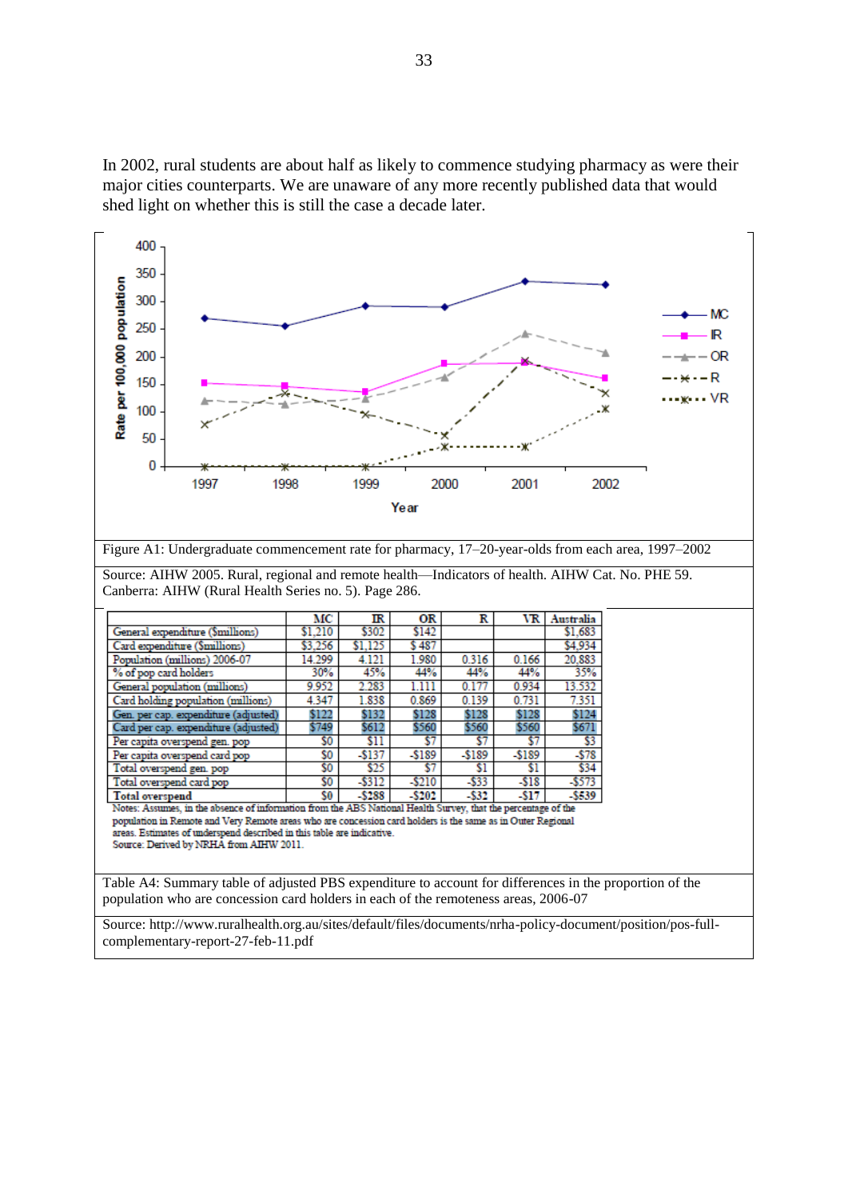In 2002, rural students are about half as likely to commence studying pharmacy as were their major cities counterparts. We are unaware of any more recently published data that would shed light on whether this is still the case a decade later.

Rate per 100,000 population

400
350
300
250
200
150
100
50
0

1997 1998 1999 2000 2001 2002

Year

MC
IR
OR
R
VR

Figure A1: Undergraduate commencement rate for pharmacy, 17–20-year-olds from each area, 1997–2002

Source: AIHW 2005. Rural, regional and remote health—Indicators of health. AIHW Cat. No. PHE 59. Canberra: AIHW (Rural Health Series no. 5). Page 286.

| | MC | IR | OR | R | VR | Australia |
|---|---|---|---|---|---|---|
| General expenditure ($millions) | $1,210 | $302 | $142 | | | $1,683 |
| Card expenditure ($millions) | $3,256 | $1,125 | $ 487 | | | $4,934 |
| Population (millions) 2006-07 | 14.299 | 4.121 | 1.980 | 0.316 | 0.166 | 20.883 |
| % of pop card holders | 30% | 45% | 44% | 44% | 44% | 35% |
| General population (millions) | 9.952 | 2.283 | 1.111 | 0.177 | 0.934 | 13.532 |
| Card holding population (millions) | 4.347 | 1.838 | 0.869 | 0.139 | 0.731 | 7.351 |
| Gen. per cap. expenditure (adjusted) | $122 | $132 | $128 | $128 | $128 | $124 |
| Card per cap. expenditure (adjusted) | $749 | $612 | $560 | $560 | $560 | $671 |
| Per capita overspend gen. pop | $0 | $11 | $7 | $7 | $7 | $3 |
| Per capita overspend card pop | $0 | -$137 | -$189 | -$189 | -$189 | -$78 |
| Total overspend gen. pop | $0 | $25 | $7 | $1 | $1 | $34 |
| Total overspend card pop | $0 | -$312 | -$210 | -$33 | -$18 | -$573 |
| **Total overspend** | $0 | -$288 | -$202 | -$32 | -$17 | -$539 |

Notes: Assumes, in the absence of information from the ABS National Health Survey, that the percentage of the population in Remote and Very Remote areas who are concession card holders is the same as in Outer Regional areas. Estimates of underspend described in this table are indicative.
Source: Derived by NRHA from AIHW 2011.

Table A4: Summary table of adjusted PBS expenditure to account for differences in the proportion of the population who are concession card holders in each of the remoteness areas, 2006-07

Source: http://www.ruralhealth.org.au/sites/default/files/documents/nrha-policy-document/position/pos-full-complementary-report-27-feb-11.pdf